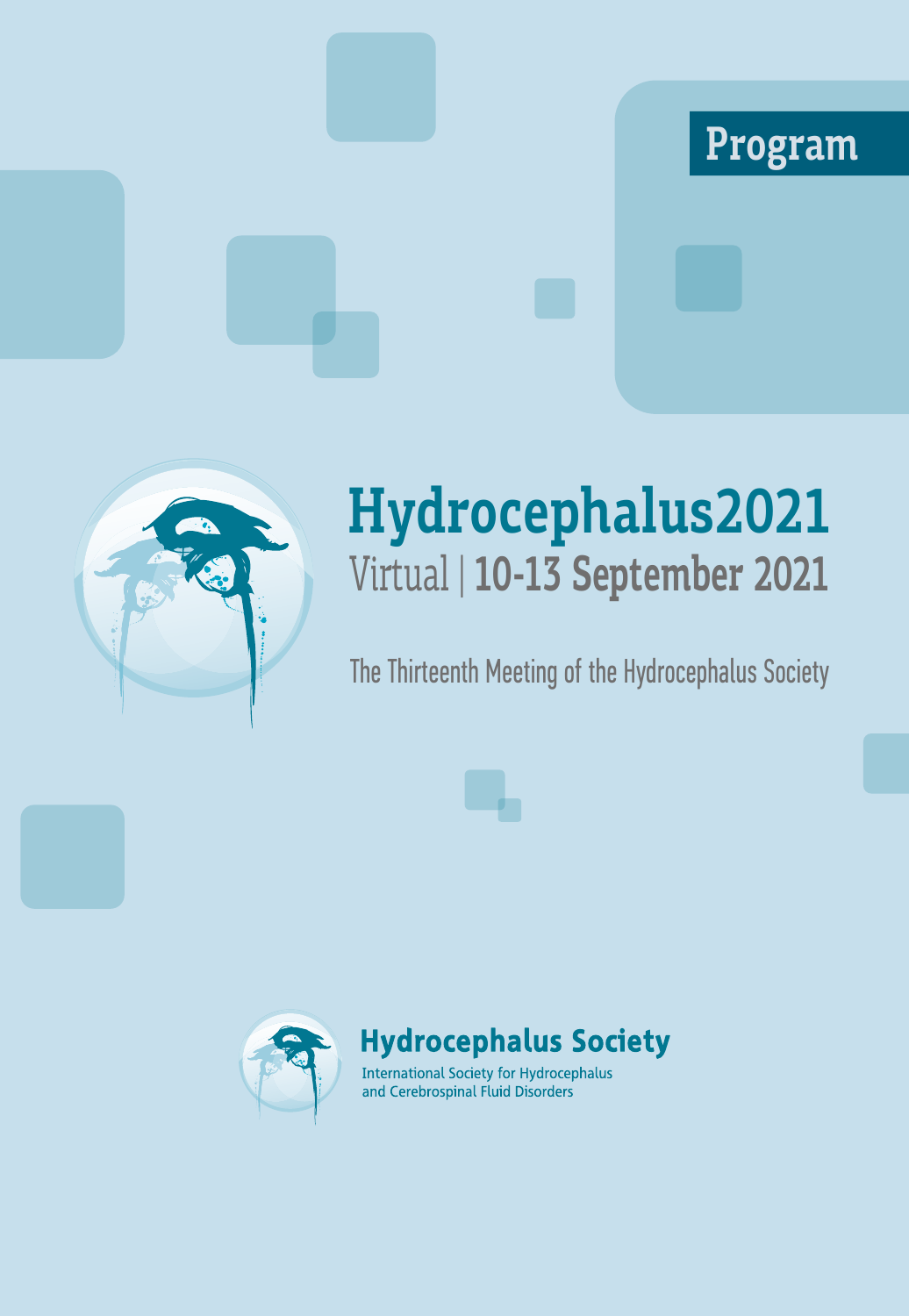Program

# Hydrocephalus2021

## Virtual | 10-13 September 2021

The Thirteenth Meeting of the Hydrocephalus Society

**Hydrocephalus Society**

International Society for Hydrocephalus and Cerebrospinal Fluid Disorders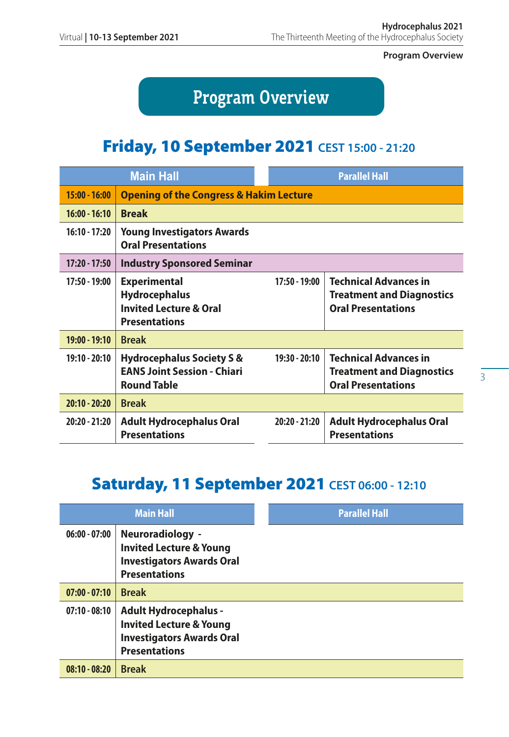# Program Overview

## Friday, 10 September 2021 CEST 15:00 - 21:20

| Main Hall | | Parallel Hall | |
|---|---|---|---|
| 15:00 - 16:00 | **Opening of the Congress & Hakim Lecture** | | |
| 16:00 - 16:10 | **Break** | | |
| 16:10 - 17:20 | **Young Investigators Awards Oral Presentations** | | |
| 17:20 - 17:50 | **Industry Sponsored Seminar** | | |
| 17:50 - 19:00 | **Experimental Hydrocephalus Invited Lecture & Oral Presentations** | 17:50 - 19:00 | **Technical Advances in Treatment and Diagnostics Oral Presentations** |
| 19:00 - 19:10 | **Break** | | |
| 19:10 - 20:10 | **Hydrocephalus Society S & EANS Joint Session - Chiari Round Table** | 19:30 - 20:10 | **Technical Advances in Treatment and Diagnostics Oral Presentations** |
| 20:10 - 20:20 | **Break** | | |
| 20:20 - 21:20 | **Adult Hydrocephalus Oral Presentations** | 20:20 - 21:20 | **Adult Hydrocephalus Oral Presentations** |

## Saturday, 11 September 2021 CEST 06:00 - 12:10

| Main Hall | | Parallel Hall | |
|---|---|---|---|
| 06:00 - 07:00 | **Neuroradiology - Invited Lecture & Young Investigators Awards Oral Presentations** | | |
| 07:00 - 07:10 | **Break** | | |
| 07:10 - 08:10 | **Adult Hydrocephalus - Invited Lecture & Young Investigators Awards Oral Presentations** | | |
| 08:10 - 08:20 | **Break** | | |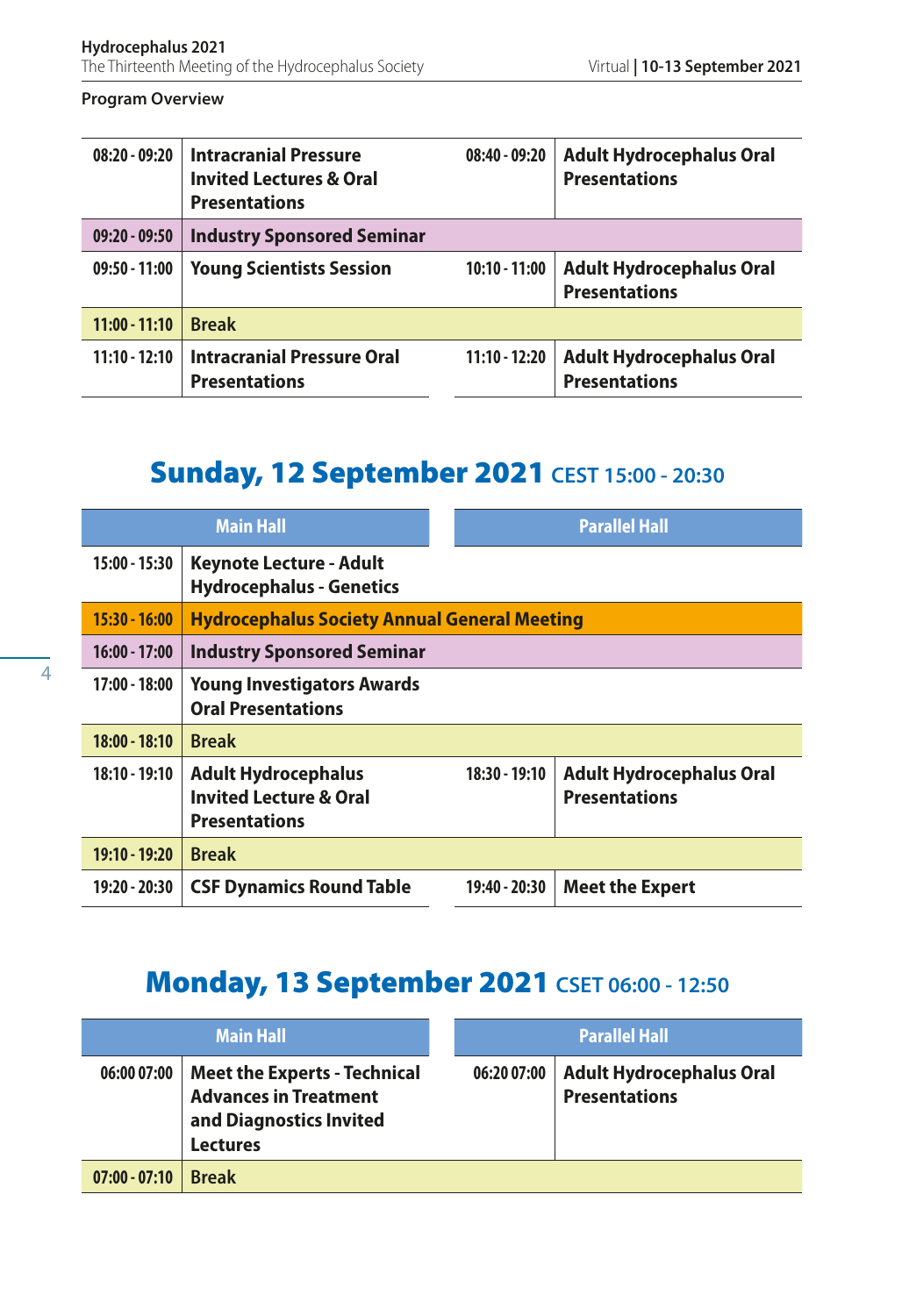**Program Overview**

| Time | Main Hall | Time | Parallel Hall |
|---|---|---|---|
| 08:20 - 09:20 | **Intracranial Pressure Invited Lectures & Oral Presentations** | 08:40 - 09:20 | **Adult Hydrocephalus Oral Presentations** |
| 09:20 - 09:50 | **Industry Sponsored Seminar** | | |
| 09:50 - 11:00 | **Young Scientists Session** | 10:10 - 11:00 | **Adult Hydrocephalus Oral Presentations** |
| 11:00 - 11:10 | **Break** | | |
| 11:10 - 12:10 | **Intracranial Pressure Oral Presentations** | 11:10 - 12:20 | **Adult Hydrocephalus Oral Presentations** |

## Sunday, 12 September 2021 CEST 15:00 - 20:30

| Time | Main Hall | Time | Parallel Hall |
|---|---|---|---|
| 15:00 - 15:30 | **Keynote Lecture - Adult Hydrocephalus - Genetics** | | |
| 15:30 - 16:00 | **Hydrocephalus Society Annual General Meeting** | | |
| 16:00 - 17:00 | **Industry Sponsored Seminar** | | |
| 17:00 - 18:00 | **Young Investigators Awards Oral Presentations** | | |
| 18:00 - 18:10 | **Break** | | |
| 18:10 - 19:10 | **Adult Hydrocephalus Invited Lecture & Oral Presentations** | 18:30 - 19:10 | **Adult Hydrocephalus Oral Presentations** |
| 19:10 - 19:20 | **Break** | | |
| 19:20 - 20:30 | **CSF Dynamics Round Table** | 19:40 - 20:30 | **Meet the Expert** |

## Monday, 13 September 2021 CSET 06:00 - 12:50

| Time | Main Hall | Time | Parallel Hall |
|---|---|---|---|
| 06:00 07:00 | **Meet the Experts - Technical Advances in Treatment and Diagnostics Invited Lectures** | 06:20 07:00 | **Adult Hydrocephalus Oral Presentations** |
| 07:00 - 07:10 | **Break** | | |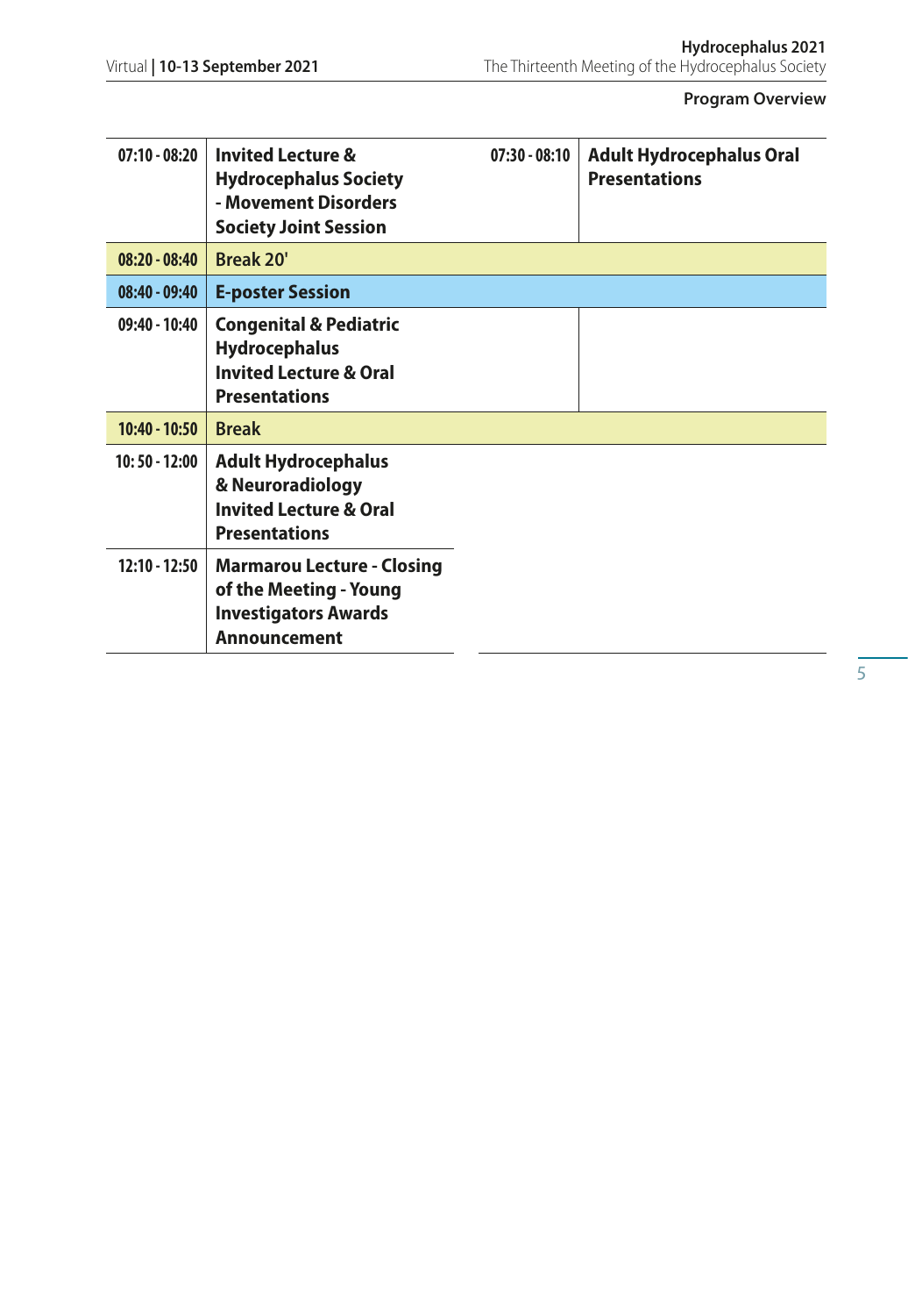**Program Overview**

| | | | |
|---|---|---|---|
| 07:10 - 08:20 | **Invited Lecture & Hydrocephalus Society - Movement Disorders Society Joint Session** | 07:30 - 08:10 | **Adult Hydrocephalus Oral Presentations** |
| 08:20 - 08:40 | **Break 20'** | | |
| 08:40 - 09:40 | **E-poster Session** | | |
| 09:40 - 10:40 | **Congenital & Pediatric Hydrocephalus Invited Lecture & Oral Presentations** | | |
| 10:40 - 10:50 | **Break** | | |
| 10: 50 - 12:00 | **Adult Hydrocephalus & Neuroradiology Invited Lecture & Oral Presentations** | | |
| 12:10 - 12:50 | **Marmarou Lecture - Closing of the Meeting - Young Investigators Awards Announcement** | | |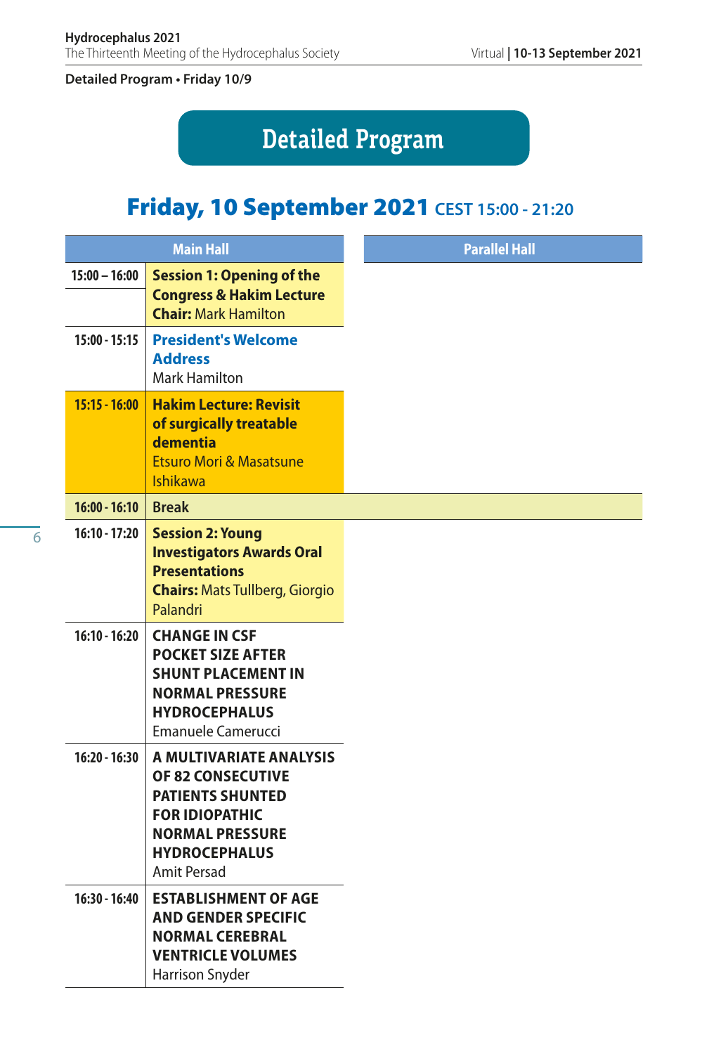Detailed Program • Friday 10/9

# Detailed Program

## Friday, 10 September 2021 CEST 15:00 - 21:20

| Main Hall | | Parallel Hall |
|---|---|---|
| 15:00 – 16:00 | **Session 1: Opening of the Congress & Hakim Lecture** **Chair:** Mark Hamilton | |
| 15:00 - 15:15 | **President's Welcome Address** Mark Hamilton | |
| 15:15 - 16:00 | **Hakim Lecture: Revisit of surgically treatable dementia** Etsuro Mori & Masatsune Ishikawa | |
| 16:00 - 16:10 | **Break** | |
| 16:10 - 17:20 | **Session 2: Young Investigators Awards Oral Presentations** **Chairs:** Mats Tullberg, Giorgio Palandri | |
| 16:10 - 16:20 | **CHANGE IN CSF POCKET SIZE AFTER SHUNT PLACEMENT IN NORMAL PRESSURE HYDROCEPHALUS** Emanuele Camerucci | |
| 16:20 - 16:30 | **A MULTIVARIATE ANALYSIS OF 82 CONSECUTIVE PATIENTS SHUNTED FOR IDIOPATHIC NORMAL PRESSURE HYDROCEPHALUS** Amit Persad | |
| 16:30 - 16:40 | **ESTABLISHMENT OF AGE AND GENDER SPECIFIC NORMAL CEREBRAL VENTRICLE VOLUMES** Harrison Snyder | |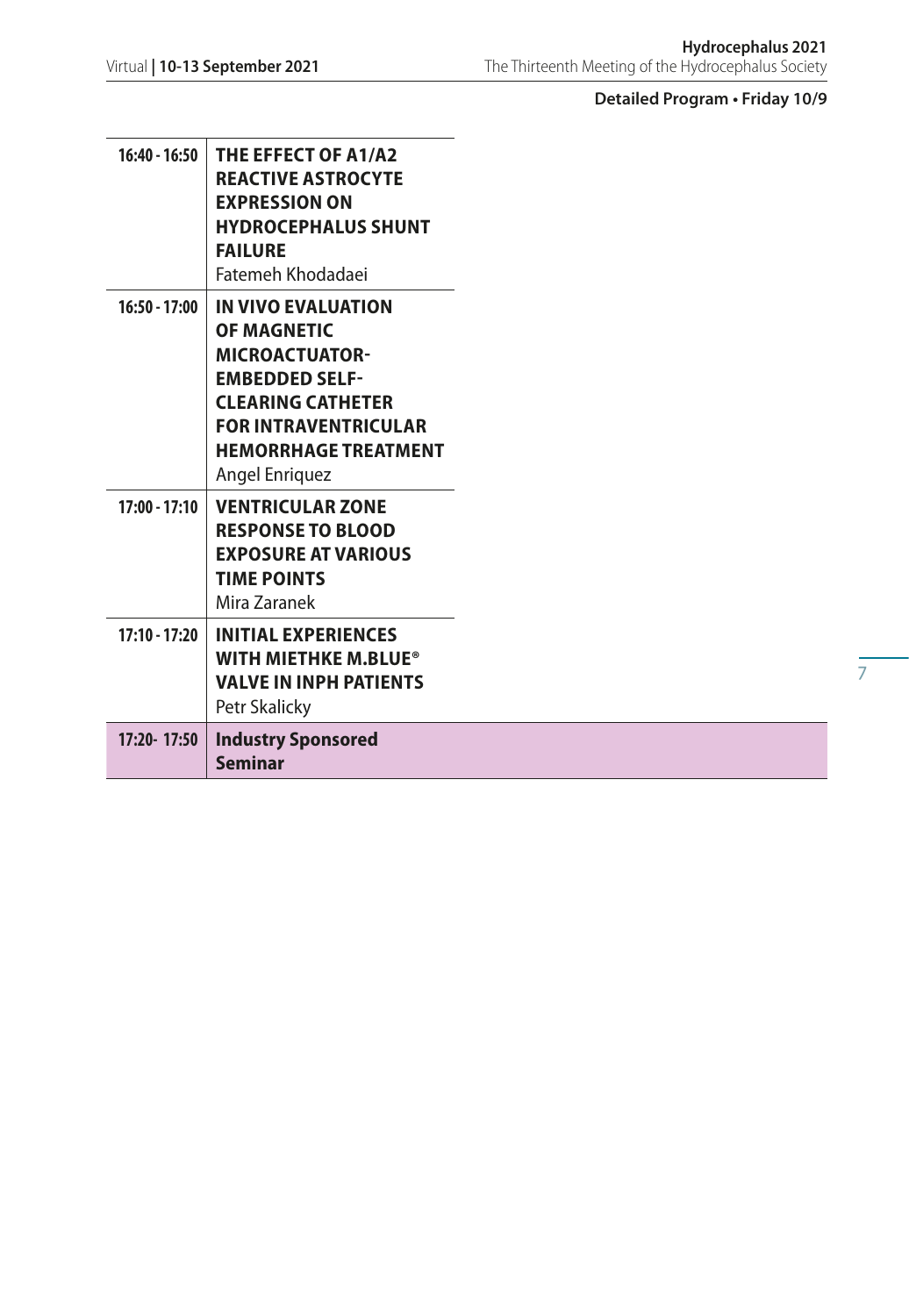**Detailed Program • Friday 10/9**

| | |
|---|---|
| 16:40 - 16:50 | **THE EFFECT OF A1/A2 REACTIVE ASTROCYTE EXPRESSION ON HYDROCEPHALUS SHUNT FAILURE**<br>Fatemeh Khodadaei |
| 16:50 - 17:00 | **IN VIVO EVALUATION OF MAGNETIC MICROACTUATOR-EMBEDDED SELF-CLEARING CATHETER FOR INTRAVENTRICULAR HEMORRHAGE TREATMENT**<br>Angel Enriquez |
| 17:00 - 17:10 | **VENTRICULAR ZONE RESPONSE TO BLOOD EXPOSURE AT VARIOUS TIME POINTS**<br>Mira Zaranek |
| 17:10 - 17:20 | **INITIAL EXPERIENCES WITH MIETHKE M.BLUE® VALVE IN INPH PATIENTS**<br>Petr Skalicky |
| 17:20- 17:50 | **Industry Sponsored Seminar** |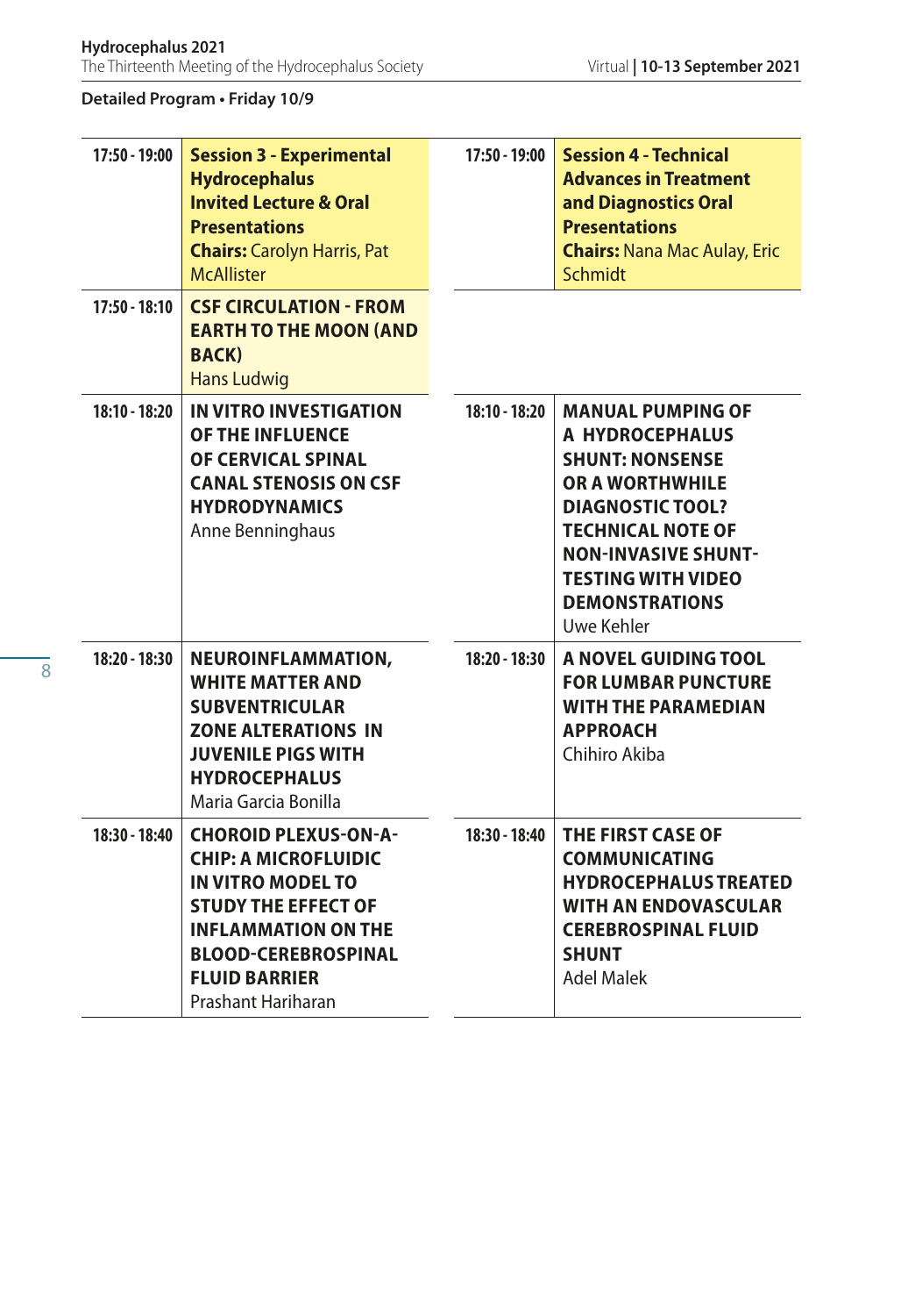**Detailed Program • Friday 10/9**

| Time | Session 3 | Time | Session 4 |
|---|---|---|---|
| 17:50 - 19:00 | **Session 3 - Experimental Hydrocephalus Invited Lecture & Oral Presentations** **Chairs:** Carolyn Harris, Pat McAllister | 17:50 - 19:00 | **Session 4 - Technical Advances in Treatment and Diagnostics Oral Presentations** **Chairs:** Nana Mac Aulay, Eric Schmidt |
| 17:50 - 18:10 | **CSF CIRCULATION - FROM EARTH TO THE MOON (AND BACK)** Hans Ludwig | | |
| 18:10 - 18:20 | **IN VITRO INVESTIGATION OF THE INFLUENCE OF CERVICAL SPINAL CANAL STENOSIS ON CSF HYDRODYNAMICS** Anne Benninghaus | 18:10 - 18:20 | **MANUAL PUMPING OF A HYDROCEPHALUS SHUNT: NONSENSE OR A WORTHWHILE DIAGNOSTIC TOOL? TECHNICAL NOTE OF NON-INVASIVE SHUNT-TESTING WITH VIDEO DEMONSTRATIONS** Uwe Kehler |
| 18:20 - 18:30 | **NEUROINFLAMMATION, WHITE MATTER AND SUBVENTRICULAR ZONE ALTERATIONS IN JUVENILE PIGS WITH HYDROCEPHALUS** Maria Garcia Bonilla | 18:20 - 18:30 | **A NOVEL GUIDING TOOL FOR LUMBAR PUNCTURE WITH THE PARAMEDIAN APPROACH** Chihiro Akiba |
| 18:30 - 18:40 | **CHOROID PLEXUS-ON-A-CHIP: A MICROFLUIDIC IN VITRO MODEL TO STUDY THE EFFECT OF INFLAMMATION ON THE BLOOD-CEREBROSPINAL FLUID BARRIER** Prashant Hariharan | 18:30 - 18:40 | **THE FIRST CASE OF COMMUNICATING HYDROCEPHALUS TREATED WITH AN ENDOVASCULAR CEREBROSPINAL FLUID SHUNT** Adel Malek |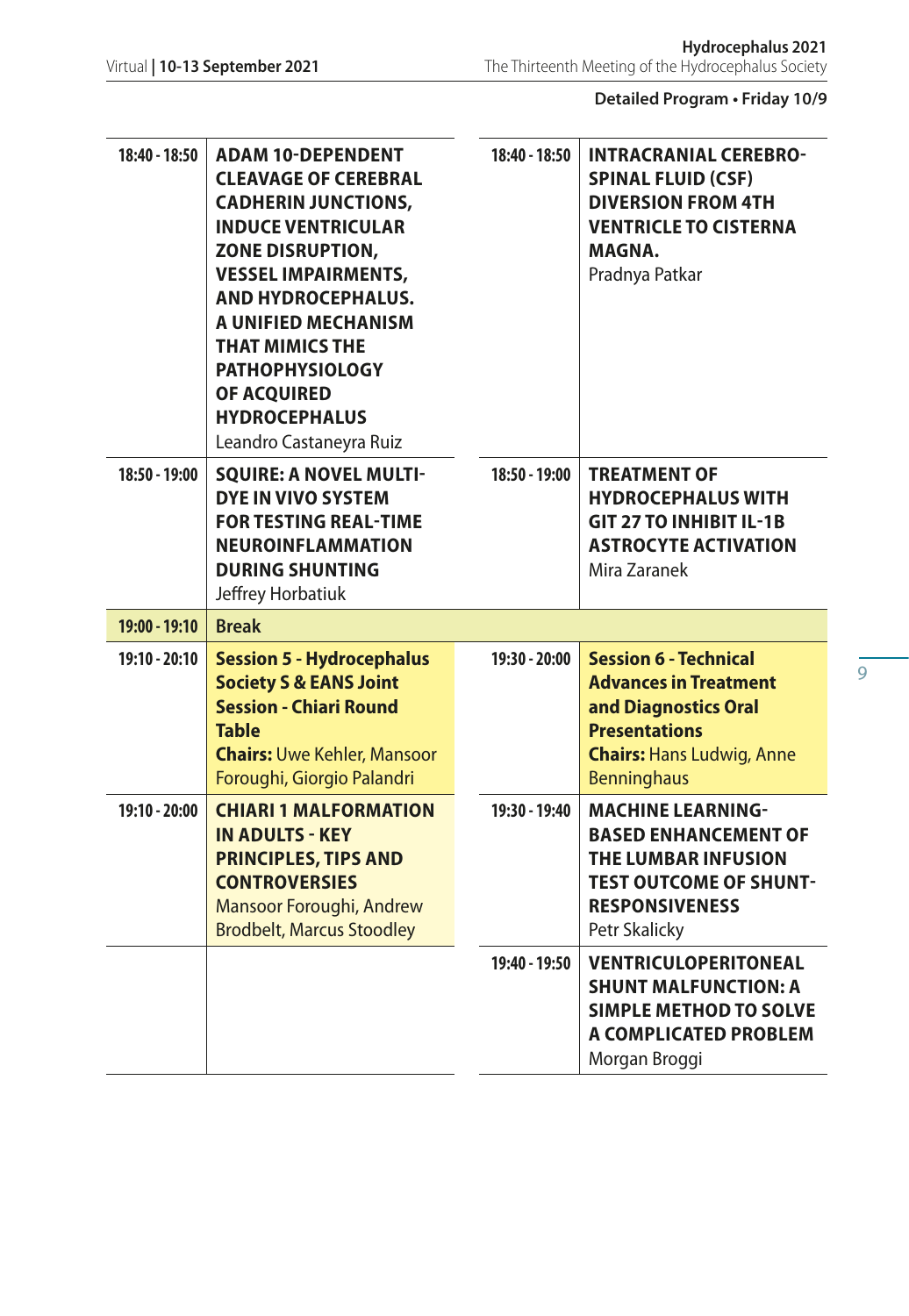**Detailed Program • Friday 10/9**

| Time | Session | Time | Session |
|---|---|---|---|
| 18:40 - 18:50 | **ADAM 10-DEPENDENT CLEAVAGE OF CEREBRAL CADHERIN JUNCTIONS, INDUCE VENTRICULAR ZONE DISRUPTION, VESSEL IMPAIRMENTS, AND HYDROCEPHALUS. A UNIFIED MECHANISM THAT MIMICS THE PATHOPHYSIOLOGY OF ACQUIRED HYDROCEPHALUS** Leandro Castaneyra Ruiz | 18:40 - 18:50 | **INTRACRANIAL CEREBRO-SPINAL FLUID (CSF) DIVERSION FROM 4TH VENTRICLE TO CISTERNA MAGNA.** Pradnya Patkar |
| 18:50 - 19:00 | **SQUIRE: A NOVEL MULTI-DYE IN VIVO SYSTEM FOR TESTING REAL-TIME NEUROINFLAMMATION DURING SHUNTING** Jeffrey Horbatiuk | 18:50 - 19:00 | **TREATMENT OF HYDROCEPHALUS WITH GIT 27 TO INHIBIT IL-1B ASTROCYTE ACTIVATION** Mira Zaranek |
| 19:00 - 19:10 | **Break** | | |
| 19:10 - 20:10 | **Session 5 - Hydrocephalus Society S & EANS Joint Session - Chiari Round Table** **Chairs:** Uwe Kehler, Mansoor Foroughi, Giorgio Palandri | 19:30 - 20:00 | **Session 6 - Technical Advances in Treatment and Diagnostics Oral Presentations** **Chairs:** Hans Ludwig, Anne Benninghaus |
| 19:10 - 20:00 | **CHIARI 1 MALFORMATION IN ADULTS - KEY PRINCIPLES, TIPS AND CONTROVERSIES** Mansoor Foroughi, Andrew Brodbelt, Marcus Stoodley | 19:30 - 19:40 | **MACHINE LEARNING-BASED ENHANCEMENT OF THE LUMBAR INFUSION TEST OUTCOME OF SHUNT-RESPONSIVENESS** Petr Skalicky |
| | | 19:40 - 19:50 | **VENTRICULOPERITONEAL SHUNT MALFUNCTION: A SIMPLE METHOD TO SOLVE A COMPLICATED PROBLEM** Morgan Broggi |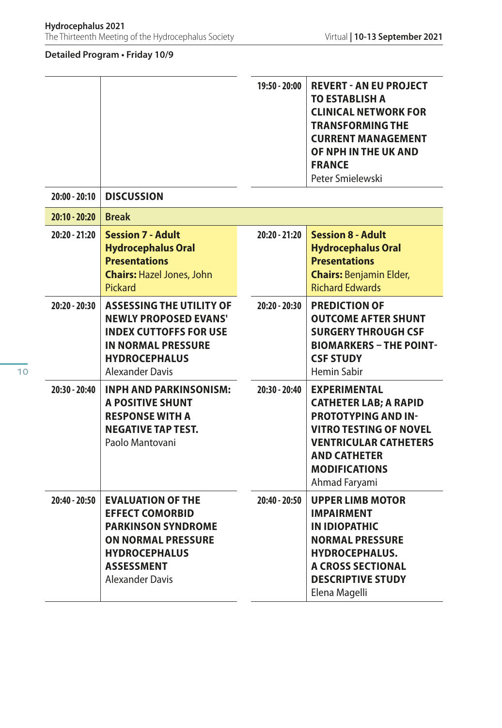**Detailed Program • Friday 10/9**

| Time | Session | Time | Session |
|---|---|---|---|
| | | 19:50 - 20:00 | **REVERT - AN EU PROJECT TO ESTABLISH A CLINICAL NETWORK FOR TRANSFORMING THE CURRENT MANAGEMENT OF NPH IN THE UK AND FRANCE**<br>Peter Smielewski |
| 20:00 - 20:10 | **DISCUSSION** | | |
| 20:10 - 20:20 | **Break** | | |
| 20:20 - 21:20 | **Session 7 - Adult Hydrocephalus Oral Presentations**<br>**Chairs:** Hazel Jones, John Pickard | 20:20 - 21:20 | **Session 8 - Adult Hydrocephalus Oral Presentations**<br>**Chairs:** Benjamin Elder, Richard Edwards |
| 20:20 - 20:30 | **ASSESSING THE UTILITY OF NEWLY PROPOSED EVANS' INDEX CUTTOFFS FOR USE IN NORMAL PRESSURE HYDROCEPHALUS**<br>Alexander Davis | 20:20 - 20:30 | **PREDICTION OF OUTCOME AFTER SHUNT SURGERY THROUGH CSF BIOMARKERS – THE POINT-CSF STUDY**<br>Hemin Sabir |
| 20:30 - 20:40 | **INPH AND PARKINSONISM: A POSITIVE SHUNT RESPONSE WITH A NEGATIVE TAP TEST.**<br>Paolo Mantovani | 20:30 - 20:40 | **EXPERIMENTAL CATHETER LAB; A RAPID PROTOTYPING AND IN-VITRO TESTING OF NOVEL VENTRICULAR CATHETERS AND CATHETER MODIFICATIONS**<br>Ahmad Faryami |
| 20:40 - 20:50 | **EVALUATION OF THE EFFECT COMORBID PARKINSON SYNDROME ON NORMAL PRESSURE HYDROCEPHALUS ASSESSMENT**<br>Alexander Davis | 20:40 - 20:50 | **UPPER LIMB MOTOR IMPAIRMENT IN IDIOPATHIC NORMAL PRESSURE HYDROCEPHALUS. A CROSS SECTIONAL DESCRIPTIVE STUDY**<br>Elena Magelli |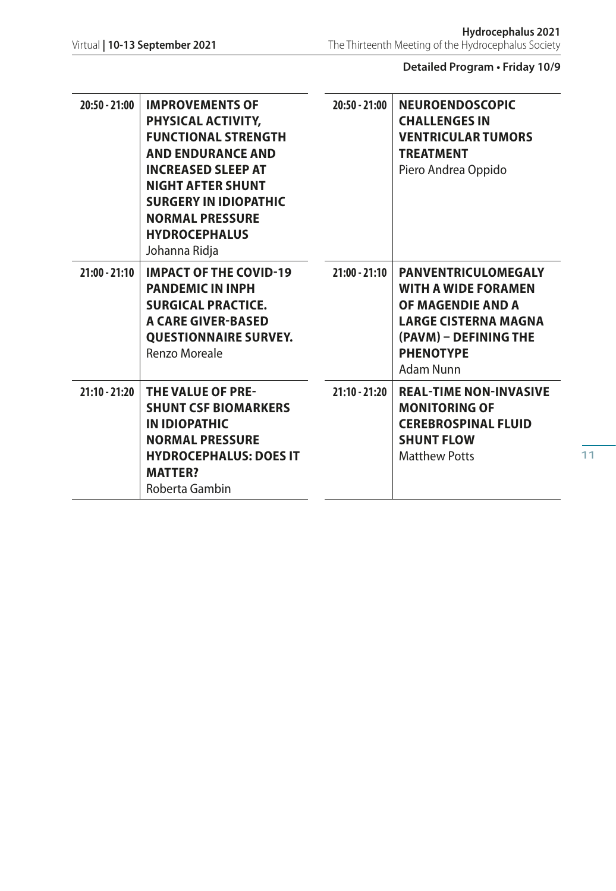**Detailed Program • Friday 10/9**

| | |
|---|---|
| 20:50 - 21:00 | **IMPROVEMENTS OF PHYSICAL ACTIVITY, FUNCTIONAL STRENGTH AND ENDURANCE AND INCREASED SLEEP AT NIGHT AFTER SHUNT SURGERY IN IDIOPATHIC NORMAL PRESSURE HYDROCEPHALUS** Johanna Ridja |
| 21:00 - 21:10 | **IMPACT OF THE COVID-19 PANDEMIC IN INPH SURGICAL PRACTICE. A CARE GIVER-BASED QUESTIONNAIRE SURVEY.** Renzo Moreale |
| 21:10 - 21:20 | **THE VALUE OF PRE-SHUNT CSF BIOMARKERS IN IDIOPATHIC NORMAL PRESSURE HYDROCEPHALUS: DOES IT MATTER?** Roberta Gambin |

| | |
|---|---|
| 20:50 - 21:00 | **NEUROENDOSCOPIC CHALLENGES IN VENTRICULAR TUMORS TREATMENT** Piero Andrea Oppido |
| 21:00 - 21:10 | **PANVENTRICULOMEGALY WITH A WIDE FORAMEN OF MAGENDIE AND A LARGE CISTERNA MAGNA (PAVM) – DEFINING THE PHENOTYPE** Adam Nunn |
| 21:10 - 21:20 | **REAL-TIME NON-INVASIVE MONITORING OF CEREBROSPINAL FLUID SHUNT FLOW** Matthew Potts |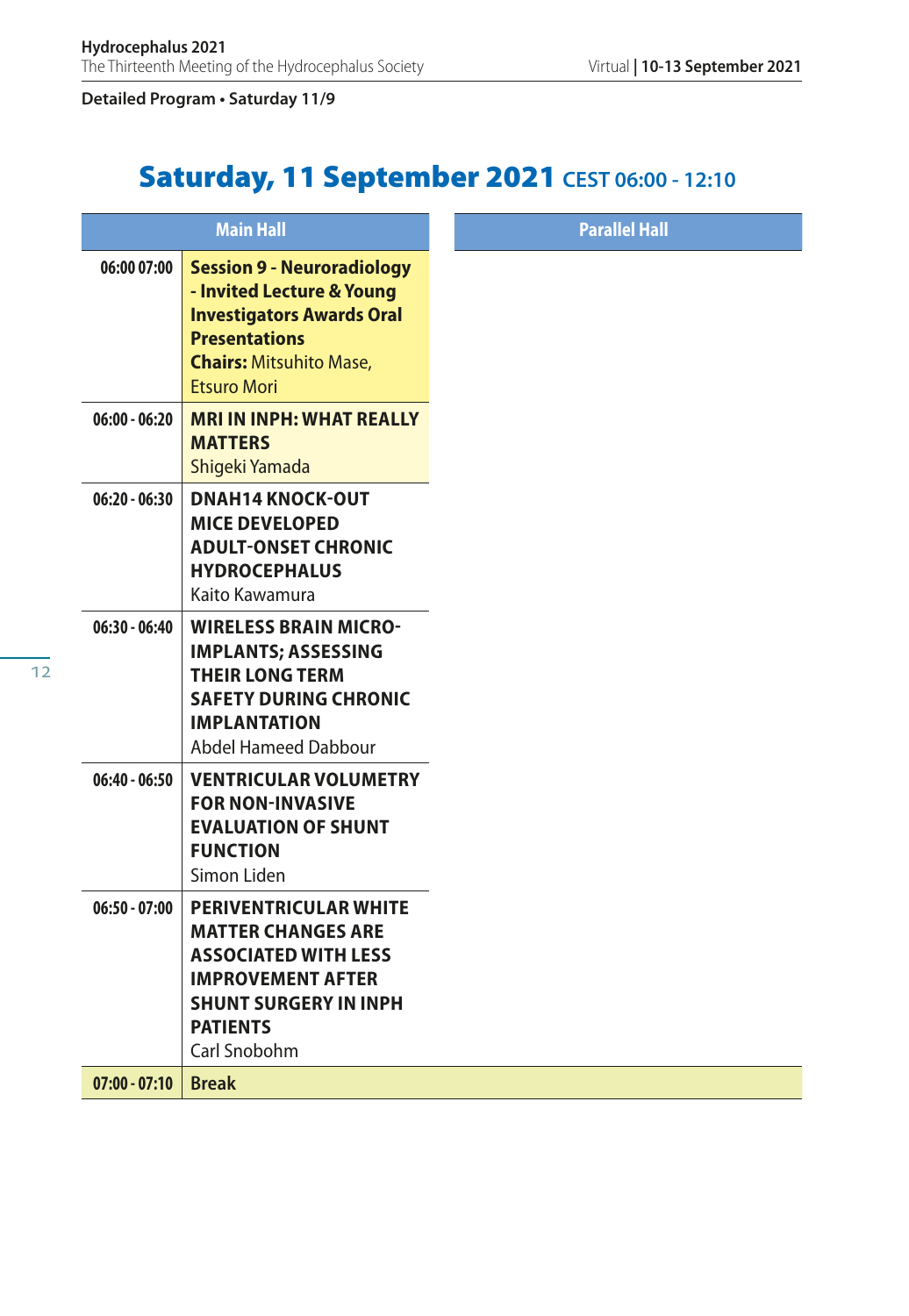**Detailed Program • Saturday 11/9**

# Saturday, 11 September 2021 CEST 06:00 - 12:10

| | Main Hall | Parallel Hall |
|---|---|---|
| 06:00 07:00 | **Session 9 - Neuroradiology - Invited Lecture & Young Investigators Awards Oral Presentations**<br>**Chairs:** Mitsuhito Mase, Etsuro Mori | |
| 06:00 - 06:20 | **MRI IN INPH: WHAT REALLY MATTERS**<br>Shigeki Yamada | |
| 06:20 - 06:30 | **DNAH14 KNOCK-OUT MICE DEVELOPED ADULT-ONSET CHRONIC HYDROCEPHALUS**<br>Kaito Kawamura | |
| 06:30 - 06:40 | **WIRELESS BRAIN MICRO-IMPLANTS; ASSESSING THEIR LONG TERM SAFETY DURING CHRONIC IMPLANTATION**<br>Abdel Hameed Dabbour | |
| 06:40 - 06:50 | **VENTRICULAR VOLUMETRY FOR NON-INVASIVE EVALUATION OF SHUNT FUNCTION**<br>Simon Liden | |
| 06:50 - 07:00 | **PERIVENTRICULAR WHITE MATTER CHANGES ARE ASSOCIATED WITH LESS IMPROVEMENT AFTER SHUNT SURGERY IN INPH PATIENTS**<br>Carl Snobohm | |
| 07:00 - 07:10 | **Break** | |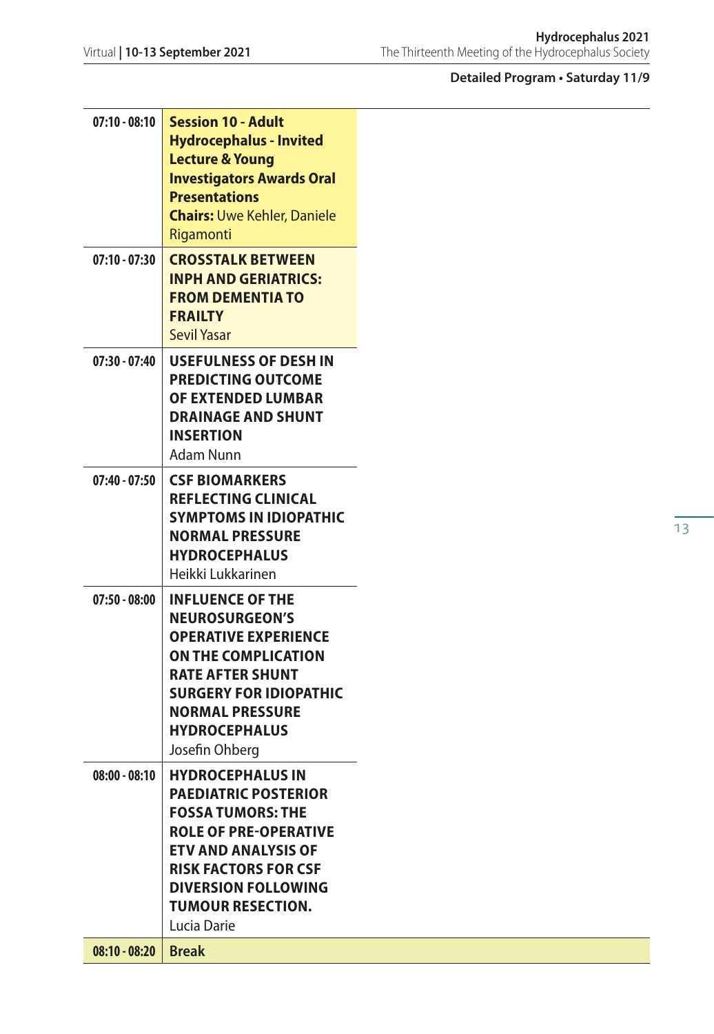**Detailed Program • Saturday 11/9**

| Time | Program |
|---|---|
| 07:10 - 08:10 | **Session 10 - Adult Hydrocephalus - Invited Lecture & Young Investigators Awards Oral Presentations**<br>**Chairs:** Uwe Kehler, Daniele Rigamonti |
| 07:10 - 07:30 | **CROSSTALK BETWEEN INPH AND GERIATRICS: FROM DEMENTIA TO FRAILTY**<br>Sevil Yasar |
| 07:30 - 07:40 | **USEFULNESS OF DESH IN PREDICTING OUTCOME OF EXTENDED LUMBAR DRAINAGE AND SHUNT INSERTION**<br>Adam Nunn |
| 07:40 - 07:50 | **CSF BIOMARKERS REFLECTING CLINICAL SYMPTOMS IN IDIOPATHIC NORMAL PRESSURE HYDROCEPHALUS**<br>Heikki Lukkarinen |
| 07:50 - 08:00 | **INFLUENCE OF THE NEUROSURGEON'S OPERATIVE EXPERIENCE ON THE COMPLICATION RATE AFTER SHUNT SURGERY FOR IDIOPATHIC NORMAL PRESSURE HYDROCEPHALUS**<br>Josefin Ohberg |
| 08:00 - 08:10 | **HYDROCEPHALUS IN PAEDIATRIC POSTERIOR FOSSA TUMORS: THE ROLE OF PRE-OPERATIVE ETV AND ANALYSIS OF RISK FACTORS FOR CSF DIVERSION FOLLOWING TUMOUR RESECTION.**<br>Lucia Darie |
| 08:10 - 08:20 | **Break** |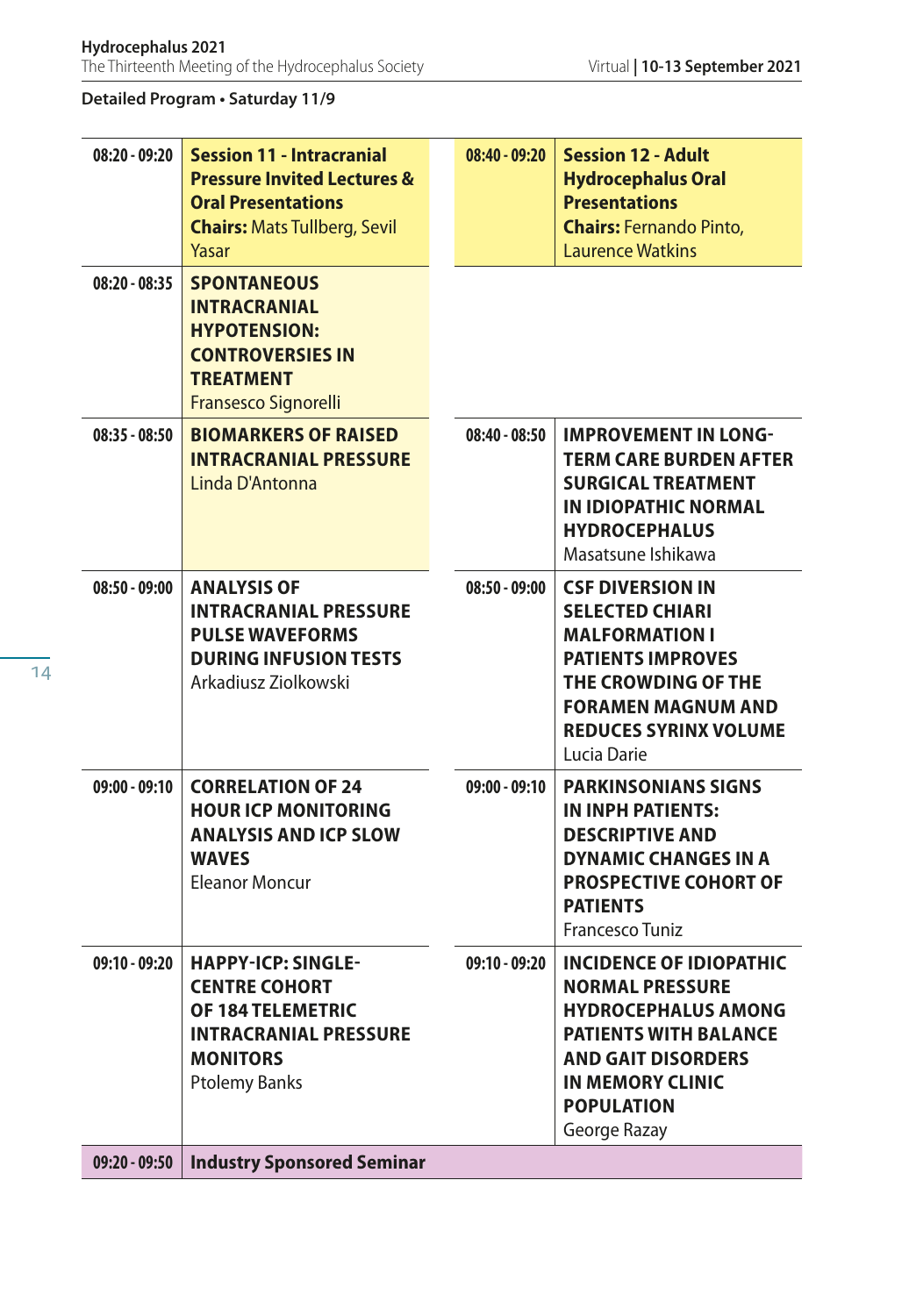**Detailed Program • Saturday 11/9**

| | | | |
|---|---|---|---|
| 08:20 - 09:20 | **Session 11 - Intracranial Pressure Invited Lectures & Oral Presentations** **Chairs:** Mats Tullberg, Sevil Yasar | 08:40 - 09:20 | **Session 12 - Adult Hydrocephalus Oral Presentations** **Chairs:** Fernando Pinto, Laurence Watkins |
| 08:20 - 08:35 | **SPONTANEOUS INTRACRANIAL HYPOTENSION: CONTROVERSIES IN TREATMENT** Fransesco Signorelli | | |
| 08:35 - 08:50 | **BIOMARKERS OF RAISED INTRACRANIAL PRESSURE** Linda D'Antonna | 08:40 - 08:50 | **IMPROVEMENT IN LONG-TERM CARE BURDEN AFTER SURGICAL TREATMENT IN IDIOPATHIC NORMAL HYDROCEPHALUS** Masatsune Ishikawa |
| 08:50 - 09:00 | **ANALYSIS OF INTRACRANIAL PRESSURE PULSE WAVEFORMS DURING INFUSION TESTS** Arkadiusz Ziolkowski | 08:50 - 09:00 | **CSF DIVERSION IN SELECTED CHIARI MALFORMATION I PATIENTS IMPROVES THE CROWDING OF THE FORAMEN MAGNUM AND REDUCES SYRINX VOLUME** Lucia Darie |
| 09:00 - 09:10 | **CORRELATION OF 24 HOUR ICP MONITORING ANALYSIS AND ICP SLOW WAVES** Eleanor Moncur | 09:00 - 09:10 | **PARKINSONIAN SIGNS IN INPH PATIENTS: DESCRIPTIVE AND DYNAMIC CHANGES IN A PROSPECTIVE COHORT OF PATIENTS** Francesco Tuniz |
| 09:10 - 09:20 | **HAPPY-ICP: SINGLE-CENTRE COHORT OF 184 TELEMETRIC INTRACRANIAL PRESSURE MONITORS** Ptolemy Banks | 09:10 - 09:20 | **INCIDENCE OF IDIOPATHIC NORMAL PRESSURE HYDROCEPHALUS AMONG PATIENTS WITH BALANCE AND GAIT DISORDERS IN MEMORY CLINIC POPULATION** George Razay |
| 09:20 - 09:50 | **Industry Sponsored Seminar** | | |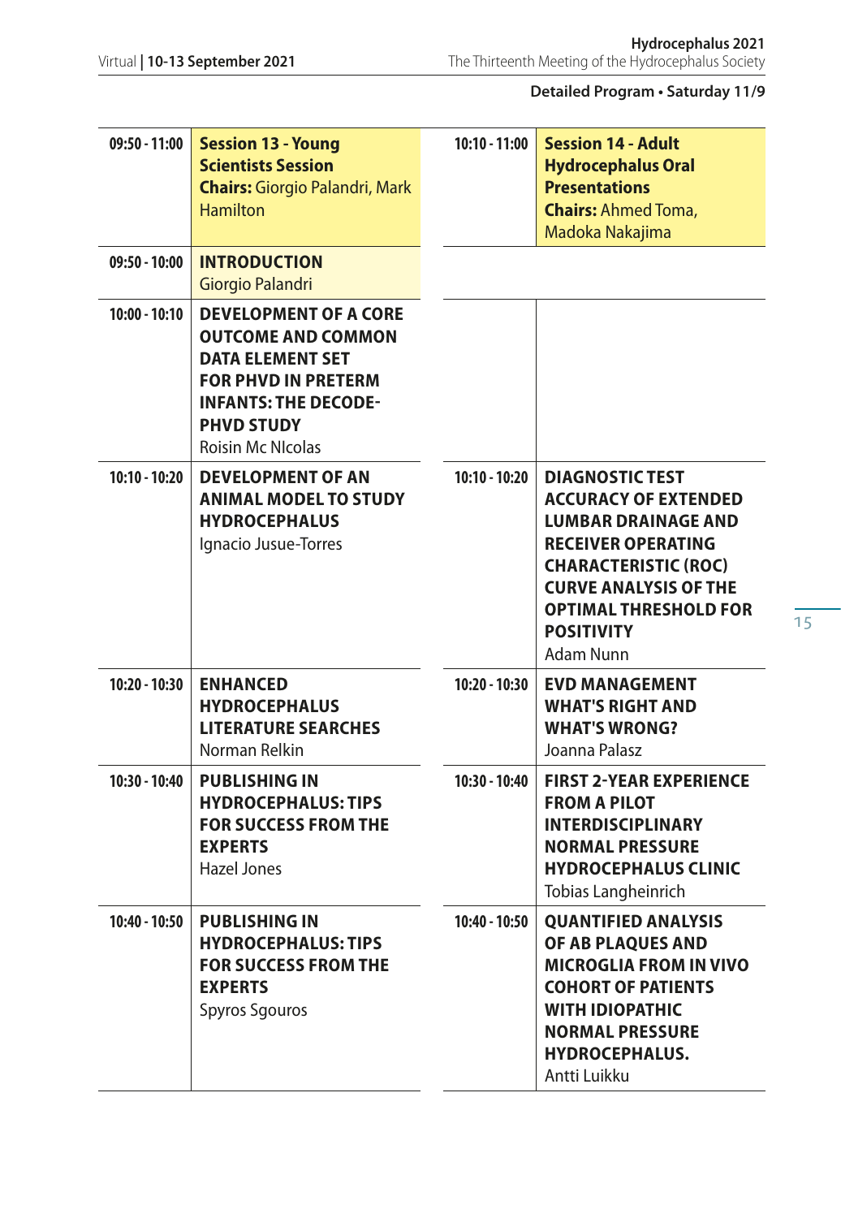## Detailed Program • Saturday 11/9

| Time | Session 13 | Time | Session 14 |
|---|---|---|---|
| 09:50 - 11:00 | **Session 13 - Young Scientists Session** **Chairs:** Giorgio Palandri, Mark Hamilton | 10:10 - 11:00 | **Session 14 - Adult Hydrocephalus Oral Presentations** **Chairs:** Ahmed Toma, Madoka Nakajima |
| 09:50 - 10:00 | **INTRODUCTION** Giorgio Palandri | | |
| 10:00 - 10:10 | **DEVELOPMENT OF A CORE OUTCOME AND COMMON DATA ELEMENT SET FOR PHVD IN PRETERM INFANTS: THE DECODE-PHVD STUDY** Roisin Mc NIcolas | | |
| 10:10 - 10:20 | **DEVELOPMENT OF AN ANIMAL MODEL TO STUDY HYDROCEPHALUS** Ignacio Jusue-Torres | 10:10 - 10:20 | **DIAGNOSTIC TEST ACCURACY OF EXTENDED LUMBAR DRAINAGE AND RECEIVER OPERATING CHARACTERISTIC (ROC) CURVE ANALYSIS OF THE OPTIMAL THRESHOLD FOR POSITIVITY** Adam Nunn |
| 10:20 - 10:30 | **ENHANCED HYDROCEPHALUS LITERATURE SEARCHES** Norman Relkin | 10:20 - 10:30 | **EVD MANAGEMENT WHAT'S RIGHT AND WHAT'S WRONG?** Joanna Palasz |
| 10:30 - 10:40 | **PUBLISHING IN HYDROCEPHALUS: TIPS FOR SUCCESS FROM THE EXPERTS** Hazel Jones | 10:30 - 10:40 | **FIRST 2-YEAR EXPERIENCE FROM A PILOT INTERDISCIPLINARY NORMAL PRESSURE HYDROCEPHALUS CLINIC** Tobias Langheinrich |
| 10:40 - 10:50 | **PUBLISHING IN HYDROCEPHALUS: TIPS FOR SUCCESS FROM THE EXPERTS** Spyros Sgouros | 10:40 - 10:50 | **QUANTIFIED ANALYSIS OF AB PLAQUES AND MICROGLIA FROM IN VIVO COHORT OF PATIENTS WITH IDIOPATHIC NORMAL PRESSURE HYDROCEPHALUS.** Antti Luikku |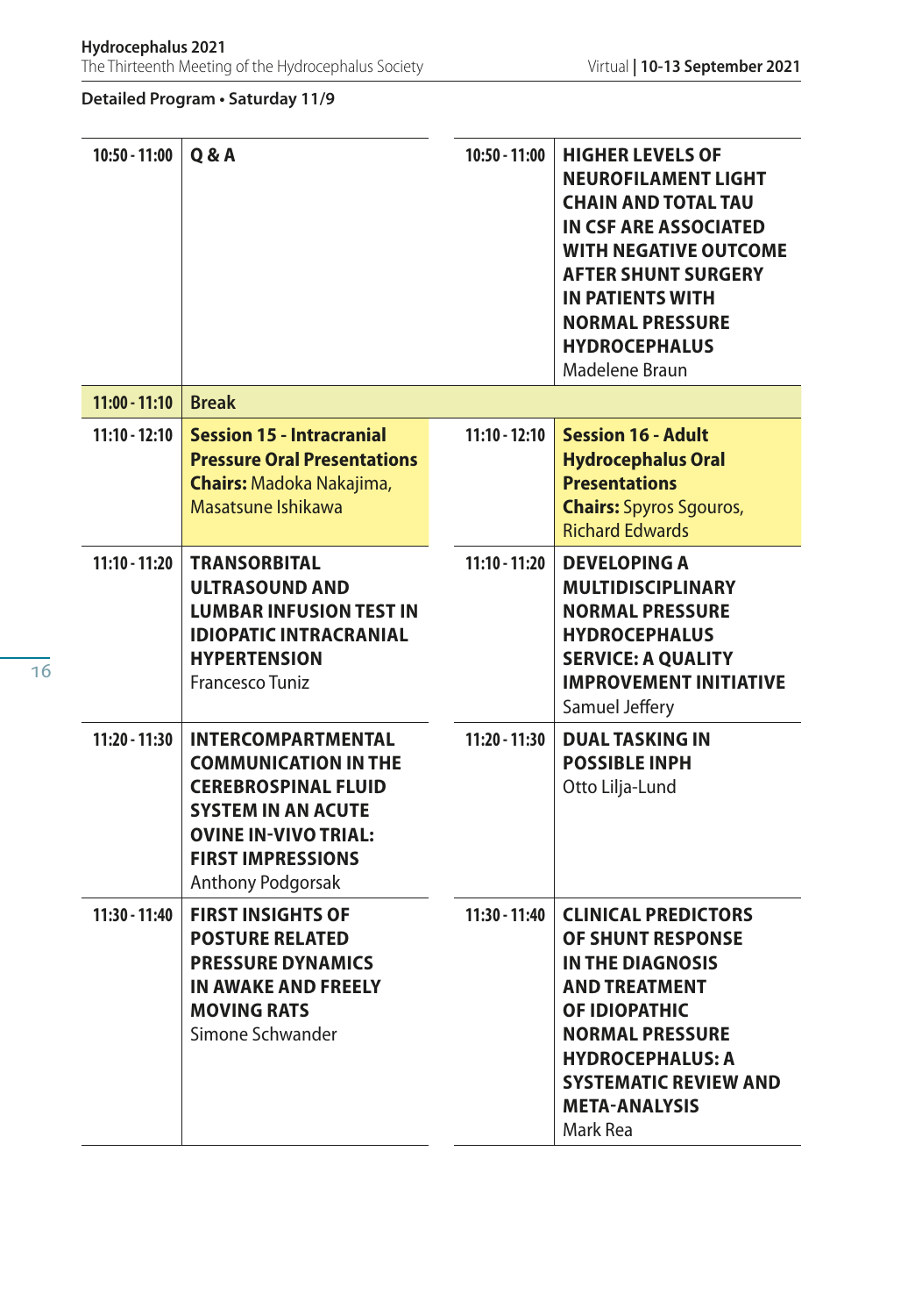**Detailed Program • Saturday 11/9**

| Time | Session 15 | Time | Session 16 |
| --- | --- | --- | --- |
| 10:50 - 11:00 | **Q & A** | 10:50 - 11:00 | **HIGHER LEVELS OF NEUROFILAMENT LIGHT CHAIN AND TOTAL TAU IN CSF ARE ASSOCIATED WITH NEGATIVE OUTCOME AFTER SHUNT SURGERY IN PATIENTS WITH NORMAL PRESSURE HYDROCEPHALUS** Madelene Braun |
| 11:00 - 11:10 | **Break** | | |
| 11:10 - 12:10 | **Session 15 - Intracranial Pressure Oral Presentations** **Chairs:** Madoka Nakajima, Masatsune Ishikawa | 11:10 - 12:10 | **Session 16 - Adult Hydrocephalus Oral Presentations** **Chairs:** Spyros Sgouros, Richard Edwards |
| 11:10 - 11:20 | **TRANSORBITAL ULTRASOUND AND LUMBAR INFUSION TEST IN IDIOPATIC INTRACRANIAL HYPERTENSION** Francesco Tuniz | 11:10 - 11:20 | **DEVELOPING A MULTIDISCIPLINARY NORMAL PRESSURE HYDROCEPHALUS SERVICE: A QUALITY IMPROVEMENT INITIATIVE** Samuel Jeffery |
| 11:20 - 11:30 | **INTERCOMPARTMENTAL COMMUNICATION IN THE CEREBROSPINAL FLUID SYSTEM IN AN ACUTE OVINE IN-VIVO TRIAL: FIRST IMPRESSIONS** Anthony Podgorsak | 11:20 - 11:30 | **DUAL TASKING IN POSSIBLE INPH** Otto Lilja-Lund |
| 11:30 - 11:40 | **FIRST INSIGHTS OF POSTURE RELATED PRESSURE DYNAMICS IN AWAKE AND FREELY MOVING RATS** Simone Schwander | 11:30 - 11:40 | **CLINICAL PREDICTORS OF SHUNT RESPONSE IN THE DIAGNOSIS AND TREATMENT OF IDIOPATHIC NORMAL PRESSURE HYDROCEPHALUS: A SYSTEMATIC REVIEW AND META-ANALYSIS** Mark Rea |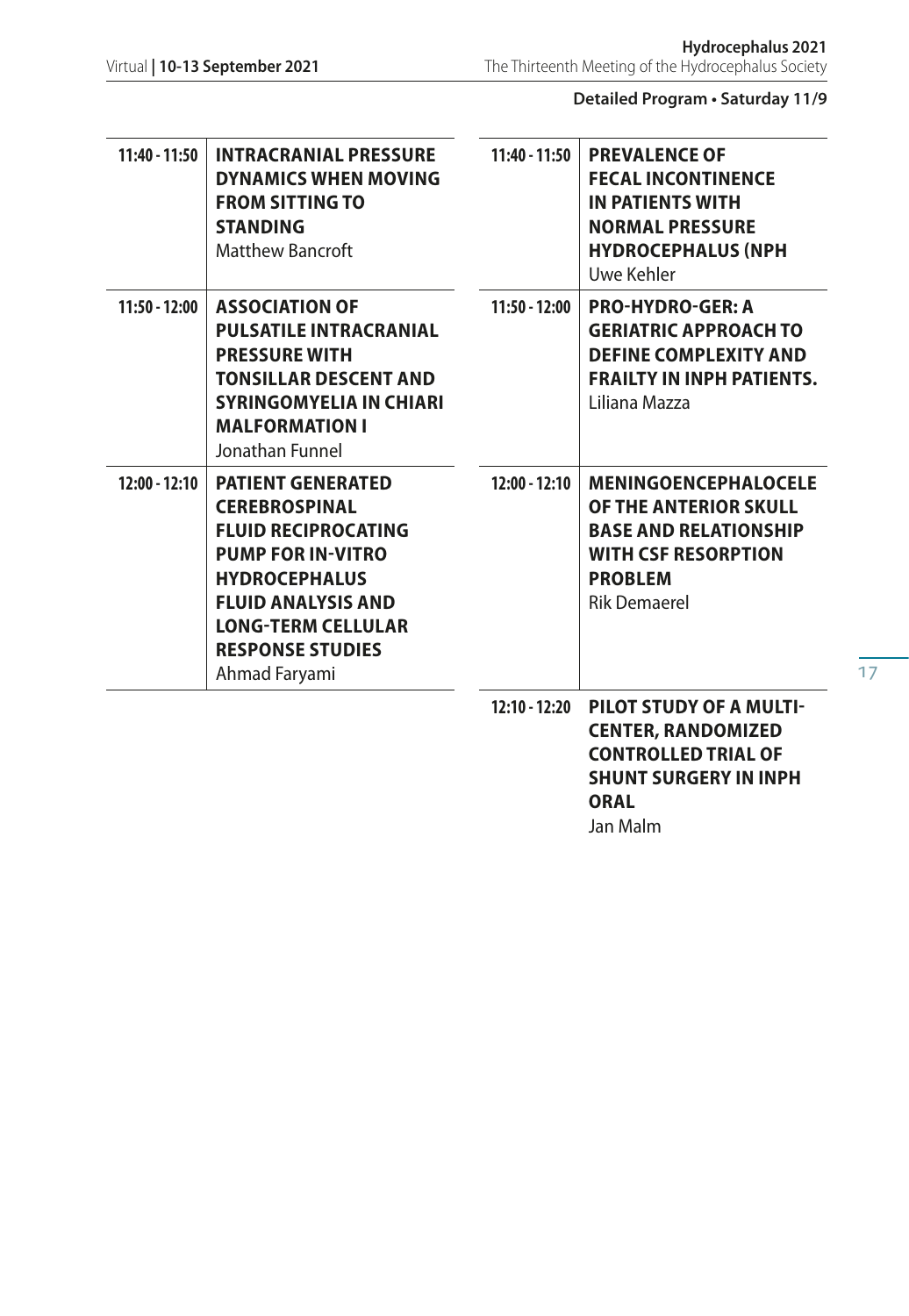## Detailed Program • Saturday 11/9

| | | | |
|---|---|---|---|
| 11:40 - 11:50 | **INTRACRANIAL PRESSURE DYNAMICS WHEN MOVING FROM SITTING TO STANDING**<br>Matthew Bancroft | 11:40 - 11:50 | **PREVALENCE OF FECAL INCONTINENCE IN PATIENTS WITH NORMAL PRESSURE HYDROCEPHALUS (NPH**<br>Uwe Kehler |
| 11:50 - 12:00 | **ASSOCIATION OF PULSATILE INTRACRANIAL PRESSURE WITH TONSILLAR DESCENT AND SYRINGOMYELIA IN CHIARI MALFORMATION I**<br>Jonathan Funnel | 11:50 - 12:00 | **PRO-HYDRO-GER: A GERIATRIC APPROACH TO DEFINE COMPLEXITY AND FRAILTY IN INPH PATIENTS.**<br>Liliana Mazza |
| 12:00 - 12:10 | **PATIENT GENERATED CEREBROSPINAL FLUID RECIPROCATING PUMP FOR IN-VITRO HYDROCEPHALUS FLUID ANALYSIS AND LONG-TERM CELLULAR RESPONSE STUDIES**<br>Ahmad Faryami | 12:00 - 12:10 | **MENINGOENCEPHALOCELE OF THE ANTERIOR SKULL BASE AND RELATIONSHIP WITH CSF RESORPTION PROBLEM**<br>Rik Demaerel |
| | | 12:10 - 12:20 | **PILOT STUDY OF A MULTI-CENTER, RANDOMIZED CONTROLLED TRIAL OF SHUNT SURGERY IN INPH ORAL**<br>Jan Malm |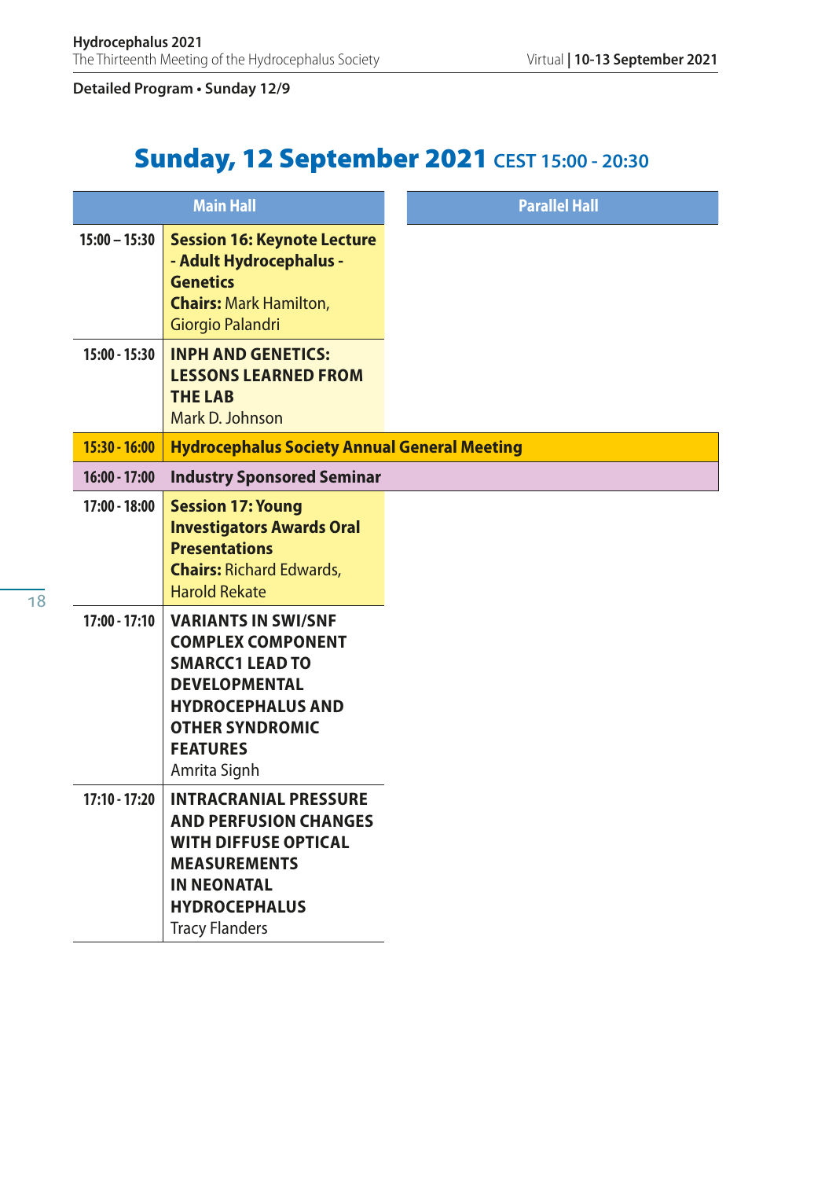Detailed Program • Sunday 12/9

# Sunday, 12 September 2021 CEST 15:00 - 20:30

| | Main Hall | Parallel Hall |
|---|---|---|
| 15:00 – 15:30 | **Session 16: Keynote Lecture - Adult Hydrocephalus - Genetics**<br>**Chairs:** Mark Hamilton, Giorgio Palandri | |
| 15:00 - 15:30 | **INPH AND GENETICS: LESSONS LEARNED FROM THE LAB**<br>Mark D. Johnson | |
| 15:30 - 16:00 | **Hydrocephalus Society Annual General Meeting** | |
| 16:00 - 17:00 | **Industry Sponsored Seminar** | |
| 17:00 - 18:00 | **Session 17: Young Investigators Awards Oral Presentations**<br>**Chairs:** Richard Edwards, Harold Rekate | |
| 17:00 - 17:10 | **VARIANTS IN SWI/SNF COMPLEX COMPONENT SMARCC1 LEAD TO DEVELOPMENTAL HYDROCEPHALUS AND OTHER SYNDROMIC FEATURES**<br>Amrita Signh | |
| 17:10 - 17:20 | **INTRACRANIAL PRESSURE AND PERFUSION CHANGES WITH DIFFUSE OPTICAL MEASUREMENTS IN NEONATAL HYDROCEPHALUS**<br>Tracy Flanders | |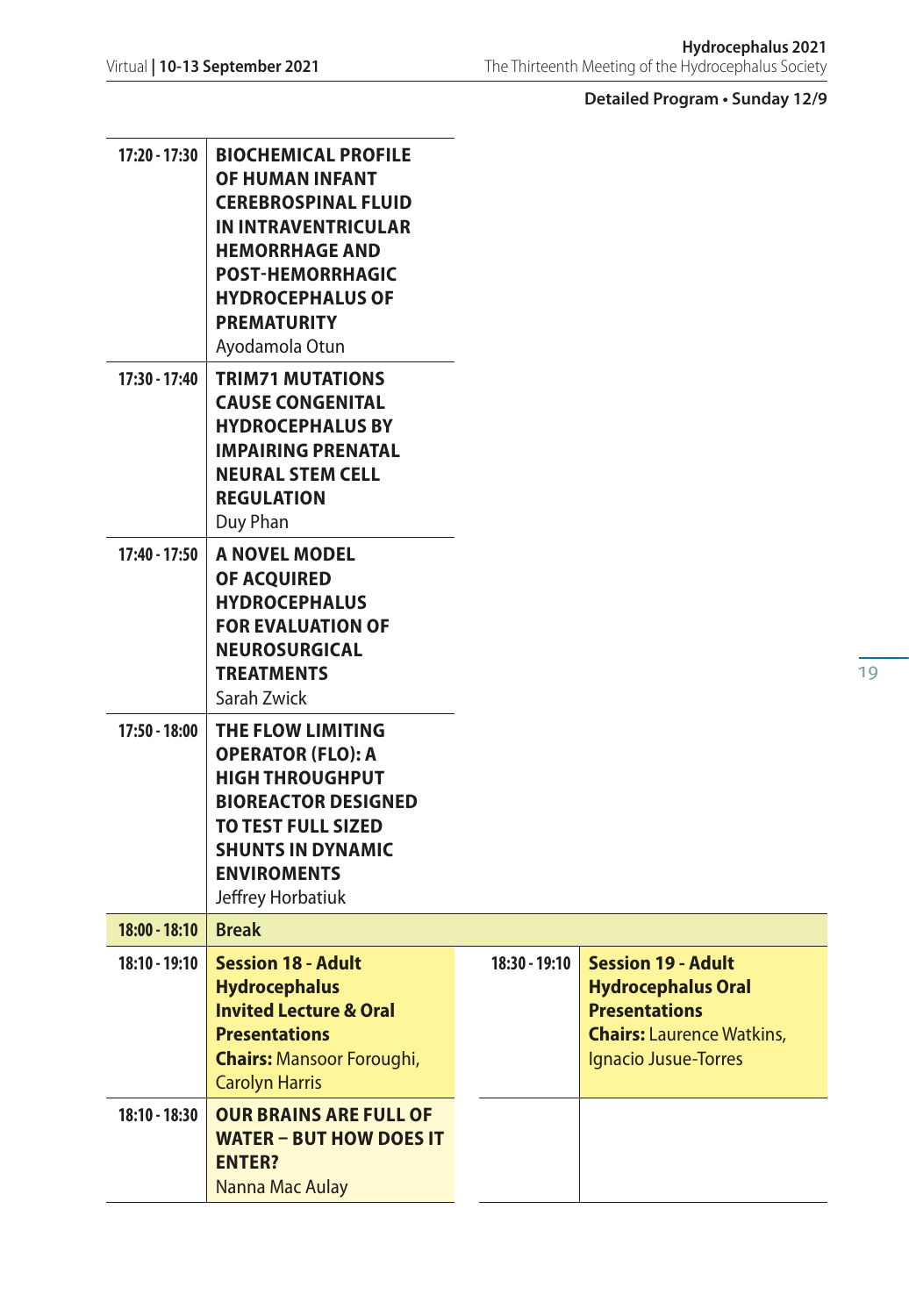**Detailed Program • Sunday 12/9**

| Time | Session | Time | Session |
|---|---|---|---|
| 17:20 - 17:30 | **BIOCHEMICAL PROFILE OF HUMAN INFANT CEREBROSPINAL FLUID IN INTRAVENTRICULAR HEMORRHAGE AND POST-HEMORRHAGIC HYDROCEPHALUS OF PREMATURITY**<br>Ayodamola Otun | | |
| 17:30 - 17:40 | **TRIM71 MUTATIONS CAUSE CONGENITAL HYDROCEPHALUS BY IMPAIRING PRENATAL NEURAL STEM CELL REGULATION**<br>Duy Phan | | |
| 17:40 - 17:50 | **A NOVEL MODEL OF ACQUIRED HYDROCEPHALUS FOR EVALUATION OF NEUROSURGICAL TREATMENTS**<br>Sarah Zwick | | |
| 17:50 - 18:00 | **THE FLOW LIMITING OPERATOR (FLO): A HIGH THROUGHPUT BIOREACTOR DESIGNED TO TEST FULL SIZED SHUNTS IN DYNAMIC ENVIROMENTS**<br>Jeffrey Horbatiuk | | |
| **18:00 - 18:10** | **Break** | | |
| 18:10 - 19:10 | **Session 18 - Adult Hydrocephalus Invited Lecture & Oral Presentations**<br>**Chairs:** Mansoor Foroughi, Carolyn Harris | 18:30 - 19:10 | **Session 19 - Adult Hydrocephalus Oral Presentations**<br>**Chairs:** Laurence Watkins, Ignacio Jusue-Torres |
| 18:10 - 18:30 | **OUR BRAINS ARE FULL OF WATER – BUT HOW DOES IT ENTER?**<br>Nanna Mac Aulay | | |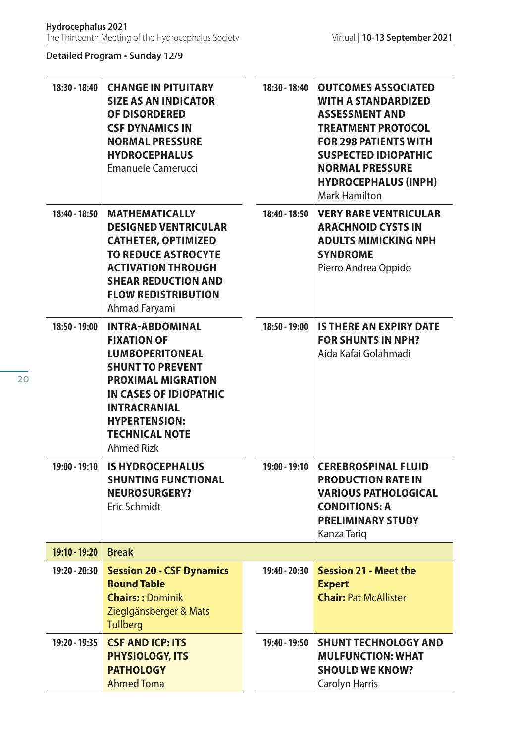**Detailed Program • Sunday 12/9**

| | | | |
|---|---|---|---|
| 18:30 - 18:40 | **CHANGE IN PITUITARY SIZE AS AN INDICATOR OF DISORDERED CSF DYNAMICS IN NORMAL PRESSURE HYDROCEPHALUS**<br>Emanuele Camerucci | 18:30 - 18:40 | **OUTCOMES ASSOCIATED WITH A STANDARDIZED ASSESSMENT AND TREATMENT PROTOCOL FOR 298 PATIENTS WITH SUSPECTED IDIOPATHIC NORMAL PRESSURE HYDROCEPHALUS (INPH)**<br>Mark Hamilton |
| 18:40 - 18:50 | **MATHEMATICALLY DESIGNED VENTRICULAR CATHETER, OPTIMIZED TO REDUCE ASTROCYTE ACTIVATION THROUGH SHEAR REDUCTION AND FLOW REDISTRIBUTION**<br>Ahmad Faryami | 18:40 - 18:50 | **VERY RARE VENTRICULAR ARACHNOID CYSTS IN ADULTS MIMICKING NPH SYNDROME**<br>Pierro Andrea Oppido |
| 18:50 - 19:00 | **INTRA-ABDOMINAL FIXATION OF LUMBOPERITONEAL SHUNT TO PREVENT PROXIMAL MIGRATION IN CASES OF IDIOPATHIC INTRACRANIAL HYPERTENSION: TECHNICAL NOTE**<br>Ahmed Rizk | 18:50 - 19:00 | **IS THERE AN EXPIRY DATE FOR SHUNTS IN NPH?**<br>Aida Kafai Golahmadi |
| 19:00 - 19:10 | **IS HYDROCEPHALUS SHUNTING FUNCTIONAL NEUROSURGERY?**<br>Eric Schmidt | 19:00 - 19:10 | **CEREBROSPINAL FLUID PRODUCTION RATE IN VARIOUS PATHOLOGICAL CONDITIONS: A PRELIMINARY STUDY**<br>Kanza Tariq |
| **19:10 - 19:20** | **Break** | | |
| 19:20 - 20:30 | **Session 20 - CSF Dynamics Round Table**<br>**Chairs: :** Dominik Zieglgänsberger & Mats Tullberg | 19:40 - 20:30 | **Session 21 - Meet the Expert**<br>**Chair:** Pat McAllister |
| 19:20 - 19:35 | **CSF AND ICP: ITS PHYSIOLOGY, ITS PATHOLOGY**<br>Ahmed Toma | 19:40 - 19:50 | **SHUNT TECHNOLOGY AND MULFUNCTION: WHAT SHOULD WE KNOW?**<br>Carolyn Harris |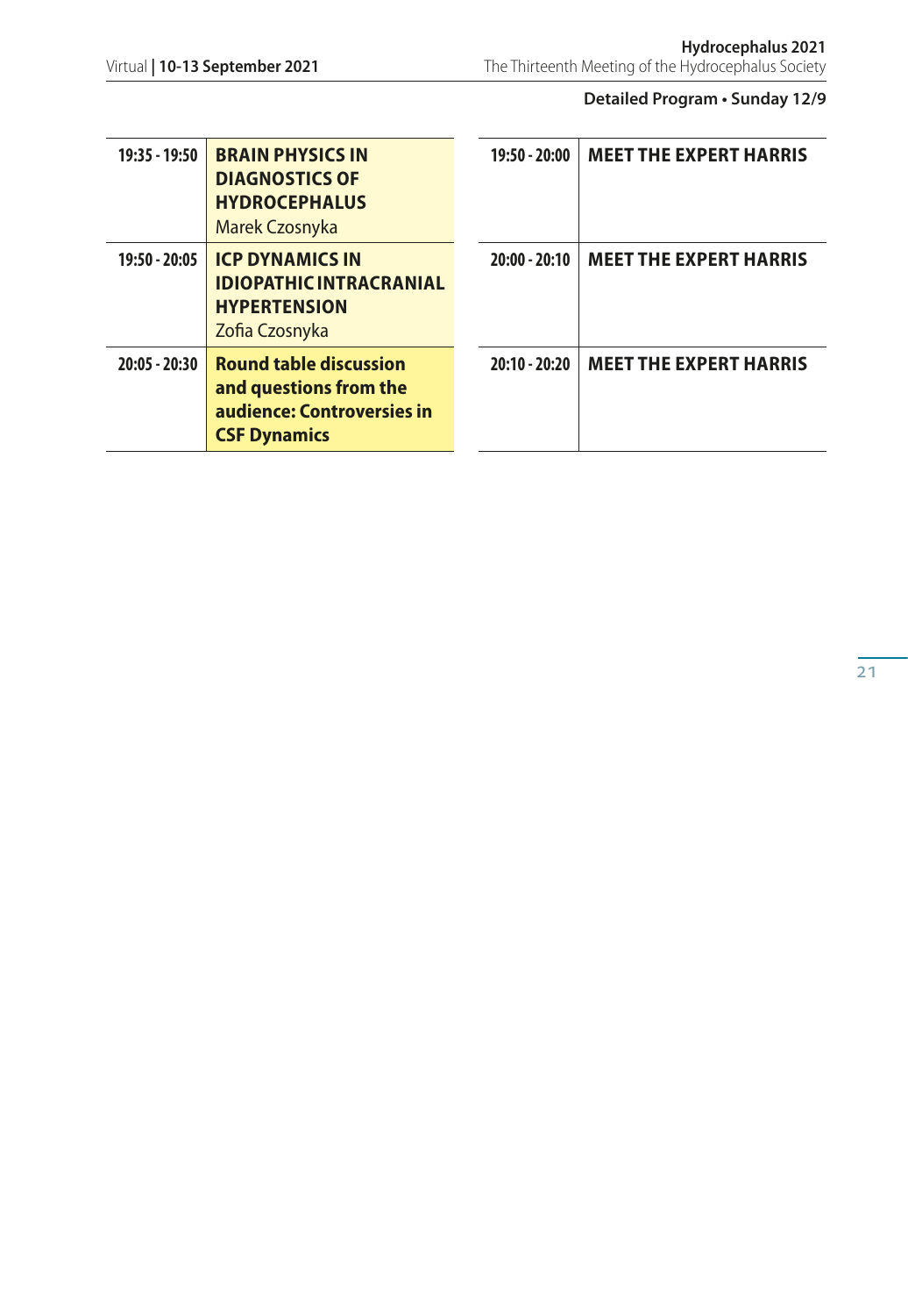**Detailed Program • Sunday 12/9**

| | |
|---|---|
| 19:35 - 19:50 | **BRAIN PHYSICS IN DIAGNOSTICS OF HYDROCEPHALUS**<br>Marek Czosnyka |
| 19:50 - 20:05 | **ICP DYNAMICS IN IDIOPATHIC INTRACRANIAL HYPERTENSION**<br>Zofia Czosnyka |
| 20:05 - 20:30 | **Round table discussion and questions from the audience: Controversies in CSF Dynamics** |

| | |
|---|---|
| 19:50 - 20:00 | **MEET THE EXPERT HARRIS** |
| 20:00 - 20:10 | **MEET THE EXPERT HARRIS** |
| 20:10 - 20:20 | **MEET THE EXPERT HARRIS** |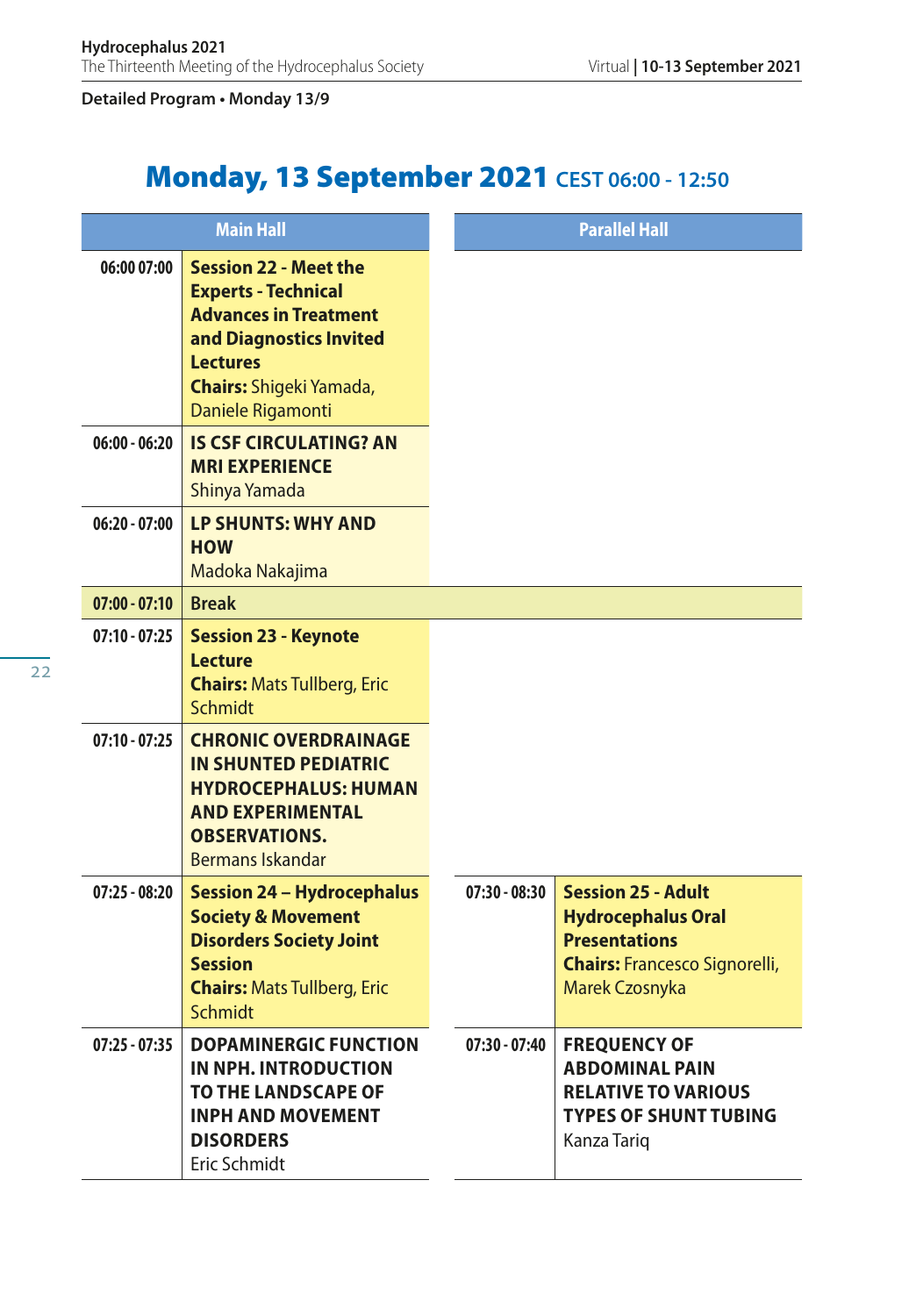**Detailed Program • Monday 13/9**

# Monday, 13 September 2021 CEST 06:00 - 12:50

| Main Hall | | Parallel Hall | |
|---|---|---|---|
| 06:00 07:00 | **Session 22 - Meet the Experts - Technical Advances in Treatment and Diagnostics Invited Lectures**<br>**Chairs:** Shigeki Yamada, Daniele Rigamonti | | |
| 06:00 - 06:20 | **IS CSF CIRCULATING? AN MRI EXPERIENCE**<br>Shinya Yamada | | |
| 06:20 - 07:00 | **LP SHUNTS: WHY AND HOW**<br>Madoka Nakajima | | |
| 07:00 - 07:10 | **Break** | | |
| 07:10 - 07:25 | **Session 23 - Keynote Lecture**<br>**Chairs:** Mats Tullberg, Eric Schmidt | | |
| 07:10 - 07:25 | **CHRONIC OVERDRAINAGE IN SHUNTED PEDIATRIC HYDROCEPHALUS: HUMAN AND EXPERIMENTAL OBSERVATIONS.**<br>Bermans Iskandar | | |
| 07:25 - 08:20 | **Session 24 – Hydrocephalus Society & Movement Disorders Society Joint Session**<br>**Chairs:** Mats Tullberg, Eric Schmidt | 07:30 - 08:30 | **Session 25 - Adult Hydrocephalus Oral Presentations**<br>**Chairs:** Francesco Signorelli, Marek Czosnyka |
| 07:25 - 07:35 | **DOPAMINERGIC FUNCTION IN NPH. INTRODUCTION TO THE LANDSCAPE OF INPH AND MOVEMENT DISORDERS**<br>Eric Schmidt | 07:30 - 07:40 | **FREQUENCY OF ABDOMINAL PAIN RELATIVE TO VARIOUS TYPES OF SHUNT TUBING**<br>Kanza Tariq |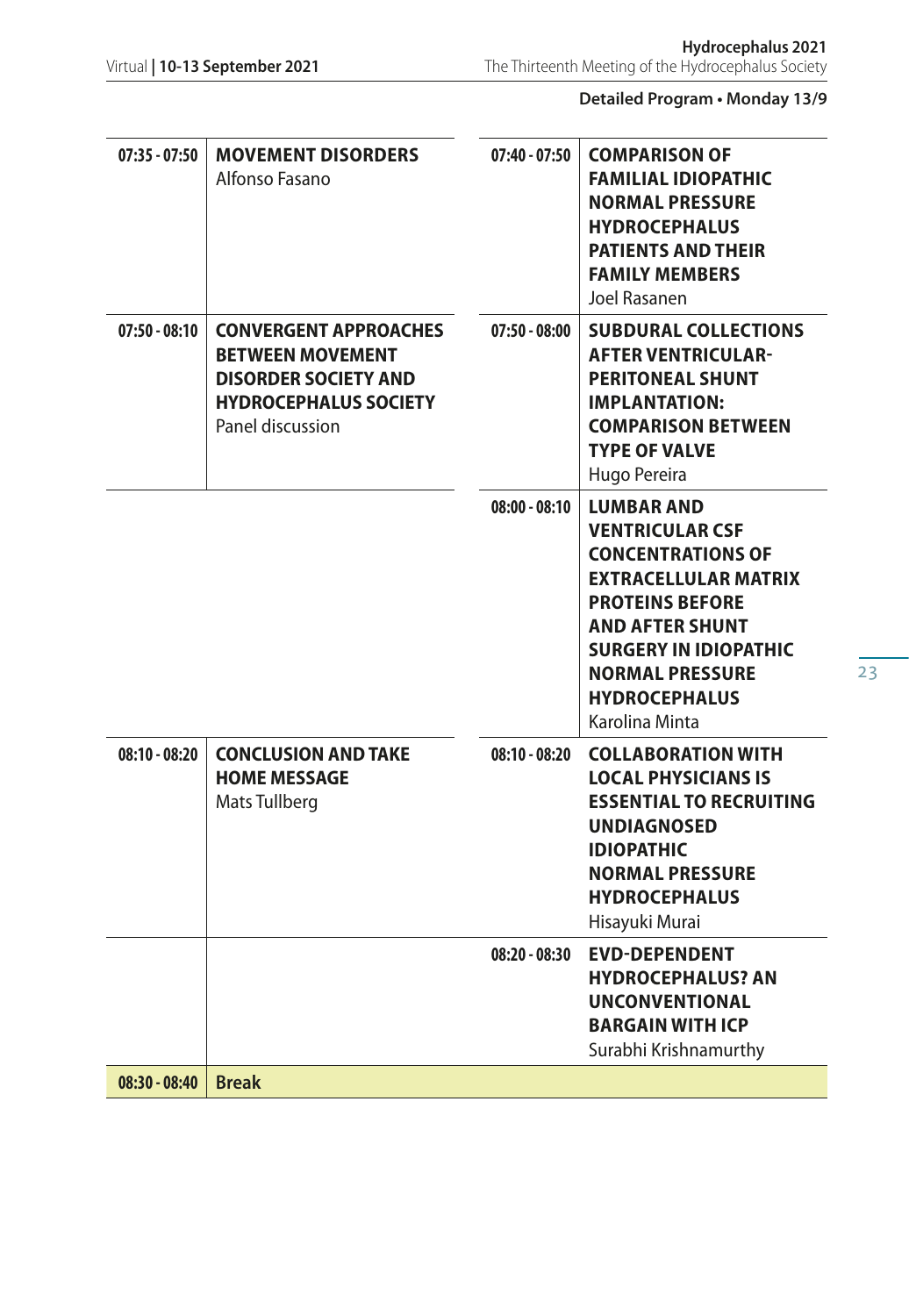**Detailed Program • Monday 13/9**

| Time | Session | Time | Session |
|---|---|---|---|
| 07:35 - 07:50 | **MOVEMENT DISORDERS** Alfonso Fasano | 07:40 - 07:50 | **COMPARISON OF FAMILIAL IDIOPATHIC NORMAL PRESSURE HYDROCEPHALUS PATIENTS AND THEIR FAMILY MEMBERS** Joel Rasanen |
| 07:50 - 08:10 | **CONVERGENT APPROACHES BETWEEN MOVEMENT DISORDER SOCIETY AND HYDROCEPHALUS SOCIETY** Panel discussion | 07:50 - 08:00 | **SUBDURAL COLLECTIONS AFTER VENTRICULAR-PERITONEAL SHUNT IMPLANTATION: COMPARISON BETWEEN TYPE OF VALVE** Hugo Pereira |
| | | 08:00 - 08:10 | **LUMBAR AND VENTRICULAR CSF CONCENTRATIONS OF EXTRACELLULAR MATRIX PROTEINS BEFORE AND AFTER SHUNT SURGERY IN IDIOPATHIC NORMAL PRESSURE HYDROCEPHALUS** Karolina Minta |
| 08:10 - 08:20 | **CONCLUSION AND TAKE HOME MESSAGE** Mats Tullberg | 08:10 - 08:20 | **COLLABORATION WITH LOCAL PHYSICIANS IS ESSENTIAL TO RECRUITING UNDIAGNOSED IDIOPATHIC NORMAL PRESSURE HYDROCEPHALUS** Hisayuki Murai |
| | | 08:20 - 08:30 | **EVD-DEPENDENT HYDROCEPHALUS? AN UNCONVENTIONAL BARGAIN WITH ICP** Surabhi Krishnamurthy |
| **08:30 - 08:40** | **Break** | | |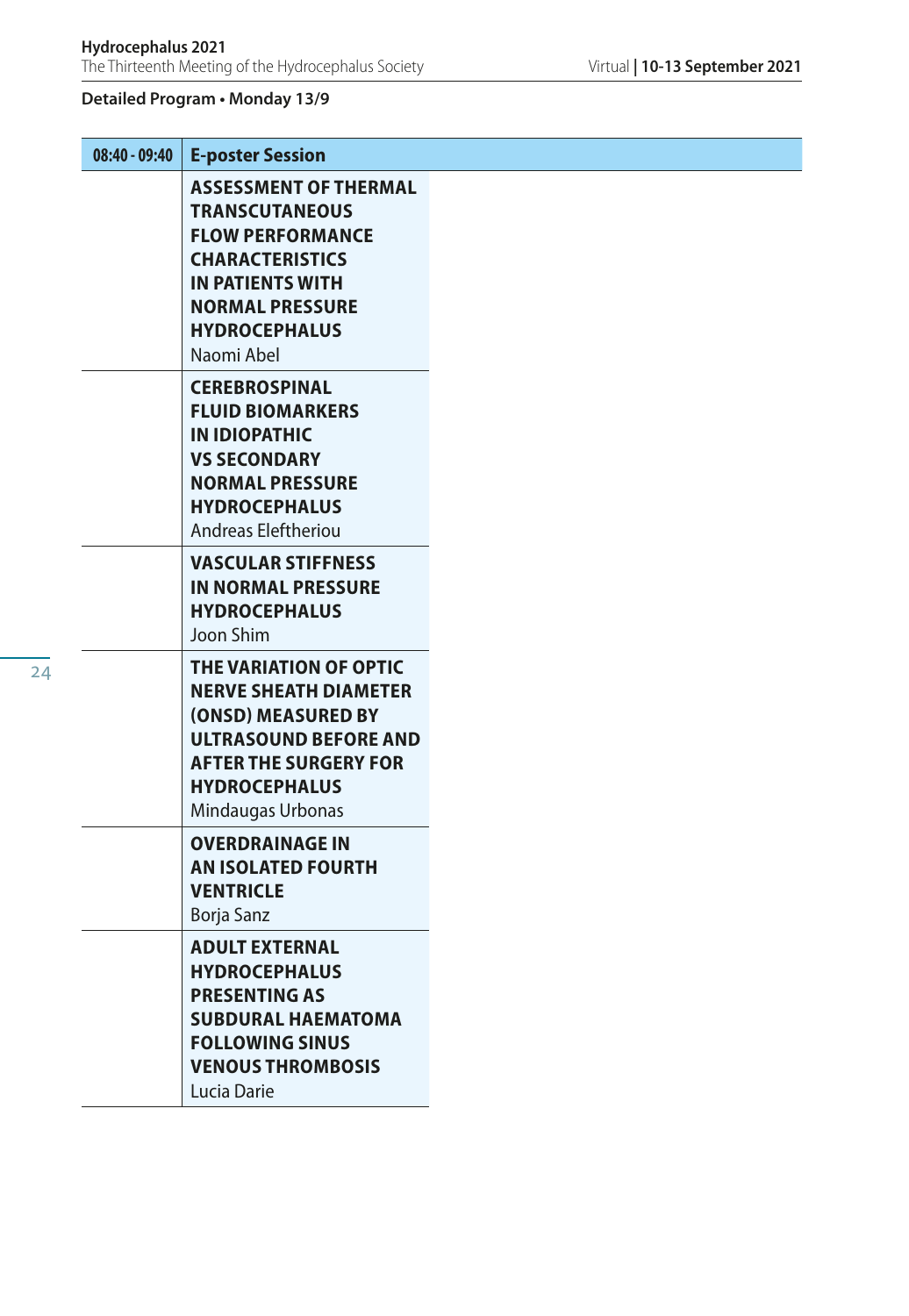**Detailed Program • Monday 13/9**

| 08:40 - 09:40 | E-poster Session |
| --- | --- |
| | **ASSESSMENT OF THERMAL TRANSCUTANEOUS FLOW PERFORMANCE CHARACTERISTICS IN PATIENTS WITH NORMAL PRESSURE HYDROCEPHALUS**<br>Naomi Abel |
| | **CEREBROSPINAL FLUID BIOMARKERS IN IDIOPATHIC VS SECONDARY NORMAL PRESSURE HYDROCEPHALUS**<br>Andreas Eleftheriou |
| | **VASCULAR STIFFNESS IN NORMAL PRESSURE HYDROCEPHALUS**<br>Joon Shim |
| | **THE VARIATION OF OPTIC NERVE SHEATH DIAMETER (ONSD) MEASURED BY ULTRASOUND BEFORE AND AFTER THE SURGERY FOR HYDROCEPHALUS**<br>Mindaugas Urbonas |
| | **OVERDRAINAGE IN AN ISOLATED FOURTH VENTRICLE**<br>Borja Sanz |
| | **ADULT EXTERNAL HYDROCEPHALUS PRESENTING AS SUBDURAL HAEMATOMA FOLLOWING SINUS VENOUS THROMBOSIS**<br>Lucia Darie |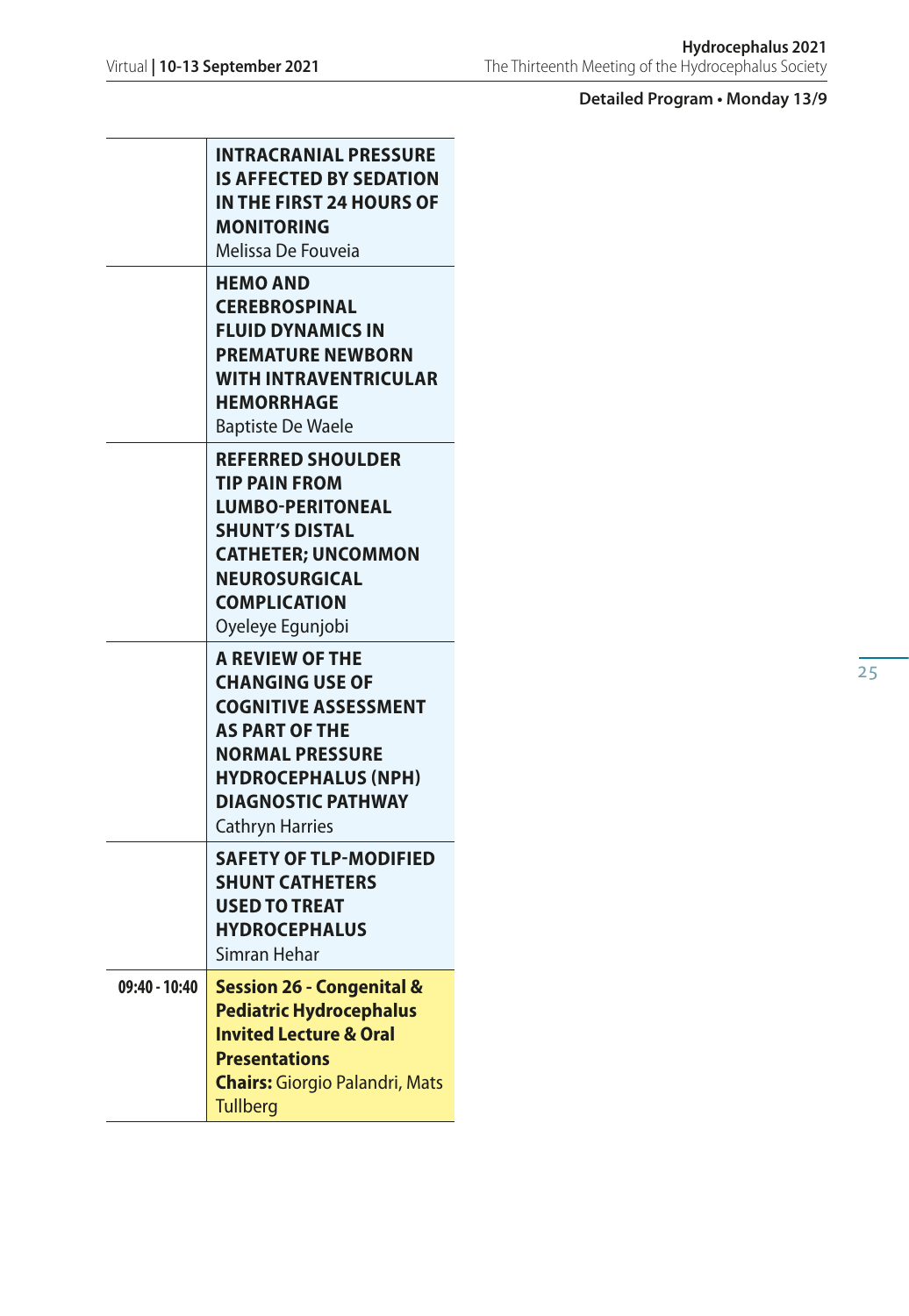**Detailed Program • Monday 13/9**

| | |
|---|---|
| | **INTRACRANIAL PRESSURE IS AFFECTED BY SEDATION IN THE FIRST 24 HOURS OF MONITORING**<br>Melissa De Fouveia |
| | **HEMO AND CEREBROSPINAL FLUID DYNAMICS IN PREMATURE NEWBORN WITH INTRAVENTRICULAR HEMORRHAGE**<br>Baptiste De Waele |
| | **REFERRED SHOULDER TIP PAIN FROM LUMBO-PERITONEAL SHUNT'S DISTAL CATHETER; UNCOMMON NEUROSURGICAL COMPLICATION**<br>Oyeleye Egunjobi |
| | **A REVIEW OF THE CHANGING USE OF COGNITIVE ASSESSMENT AS PART OF THE NORMAL PRESSURE HYDROCEPHALUS (NPH) DIAGNOSTIC PATHWAY**<br>Cathryn Harries |
| | **SAFETY OF TLP-MODIFIED SHUNT CATHETERS USED TO TREAT HYDROCEPHALUS**<br>Simran Hehar |
| **09:40 - 10:40** | **Session 26 - Congenital & Pediatric Hydrocephalus Invited Lecture & Oral Presentations**<br>**Chairs:** Giorgio Palandri, Mats Tullberg |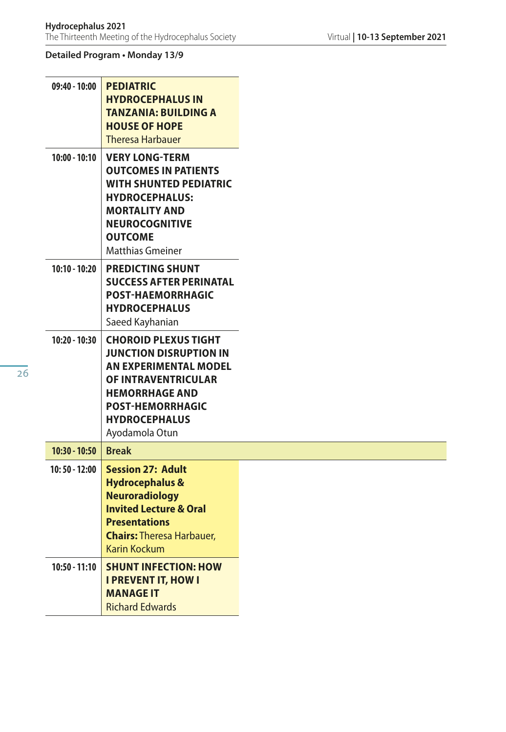**Detailed Program • Monday 13/9**

| Time | Program |
|---|---|
| 09:40 - 10:00 | **PEDIATRIC HYDROCEPHALUS IN TANZANIA: BUILDING A HOUSE OF HOPE** Theresa Harbauer |
| 10:00 - 10:10 | **VERY LONG-TERM OUTCOMES IN PATIENTS WITH SHUNTED PEDIATRIC HYDROCEPHALUS: MORTALITY AND NEUROCOGNITIVE OUTCOME** Matthias Gmeiner |
| 10:10 - 10:20 | **PREDICTING SHUNT SUCCESS AFTER PERINATAL POST-HAEMORRHAGIC HYDROCEPHALUS** Saeed Kayhanian |
| 10:20 - 10:30 | **CHOROID PLEXUS TIGHT JUNCTION DISRUPTION IN AN EXPERIMENTAL MODEL OF INTRAVENTRICULAR HEMORRHAGE AND POST-HEMORRHAGIC HYDROCEPHALUS** Ayodamola Otun |
| **10:30 - 10:50** | **Break** |
| **10: 50 - 12:00** | **Session 27: Adult Hydrocephalus & Neuroradiology Invited Lecture & Oral Presentations** **Chairs:** Theresa Harbauer, Karin Kockum |
| 10:50 - 11:10 | **SHUNT INFECTION: HOW I PREVENT IT, HOW I MANAGE IT** Richard Edwards |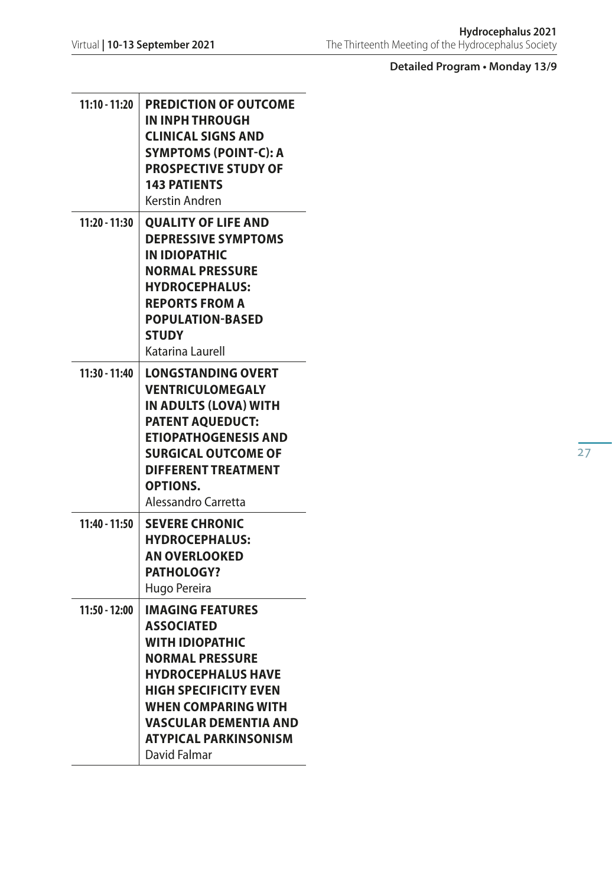**Detailed Program • Monday 13/9**

| | |
|---|---|
| 11:10 - 11:20 | **PREDICTION OF OUTCOME IN INPH THROUGH CLINICAL SIGNS AND SYMPTOMS (POINT-C): A PROSPECTIVE STUDY OF 143 PATIENTS**<br>Kerstin Andren |
| 11:20 - 11:30 | **QUALITY OF LIFE AND DEPRESSIVE SYMPTOMS IN IDIOPATHIC NORMAL PRESSURE HYDROCEPHALUS: REPORTS FROM A POPULATION-BASED STUDY**<br>Katarina Laurell |
| 11:30 - 11:40 | **LONGSTANDING OVERT VENTRICULOMEGALY IN ADULTS (LOVA) WITH PATENT AQUEDUCT: ETIOPATHOGENESIS AND SURGICAL OUTCOME OF DIFFERENT TREATMENT OPTIONS.**<br>Alessandro Carretta |
| 11:40 - 11:50 | **SEVERE CHRONIC HYDROCEPHALUS: AN OVERLOOKED PATHOLOGY?**<br>Hugo Pereira |
| 11:50 - 12:00 | **IMAGING FEATURES ASSOCIATED WITH IDIOPATHIC NORMAL PRESSURE HYDROCEPHALUS HAVE HIGH SPECIFICITY EVEN WHEN COMPARING WITH VASCULAR DEMENTIA AND ATYPICAL PARKINSONISM**<br>David Falmar |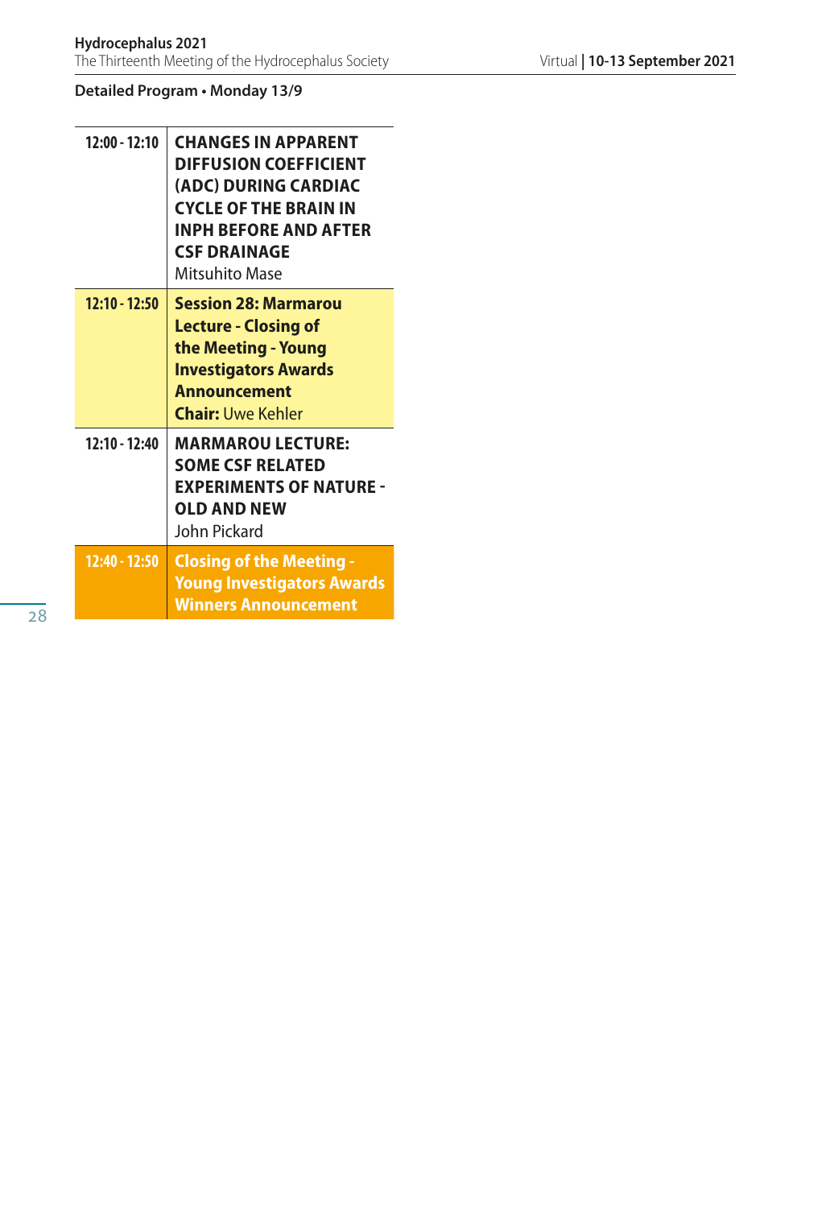**Detailed Program • Monday 13/9**

| | |
|---|---|
| 12:00 - 12:10 | **CHANGES IN APPARENT DIFFUSION COEFFICIENT (ADC) DURING CARDIAC CYCLE OF THE BRAIN IN INPH BEFORE AND AFTER CSF DRAINAGE**<br>Mitsuhito Mase |
| **12:10 - 12:50** | **Session 28: Marmarou Lecture - Closing of the Meeting - Young Investigators Awards Announcement**<br>**Chair:** Uwe Kehler |
| 12:10 - 12:40 | **MARMAROU LECTURE: SOME CSF RELATED EXPERIMENTS OF NATURE - OLD AND NEW**<br>John Pickard |
| **12:40 - 12:50** | **Closing of the Meeting - Young Investigators Awards Winners Announcement** |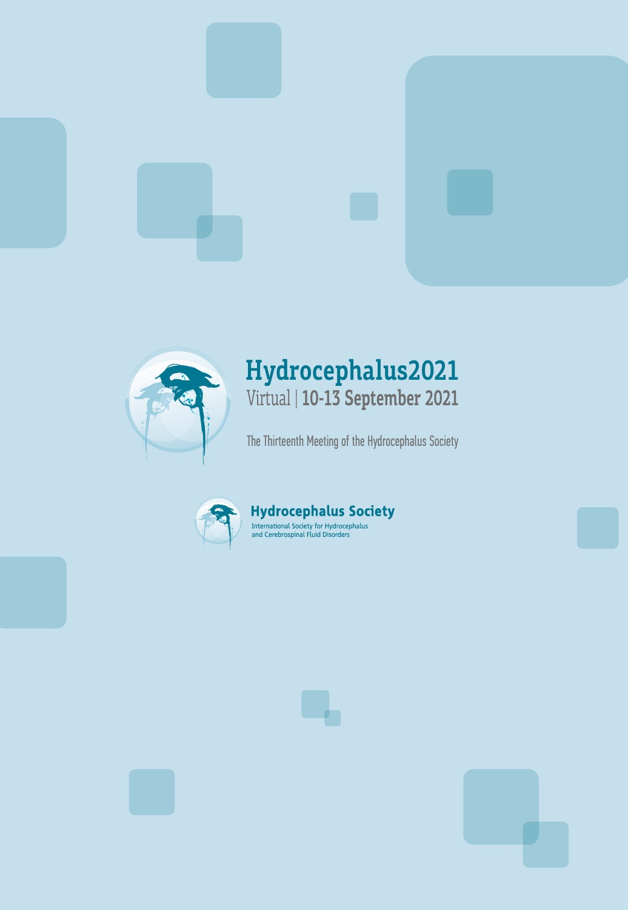# Hydrocephalus2021

Virtual | **10-13 September 2021**

The Thirteenth Meeting of the Hydrocephalus Society

**Hydrocephalus Society**

International Society for Hydrocephalus and Cerebrospinal Fluid Disorders